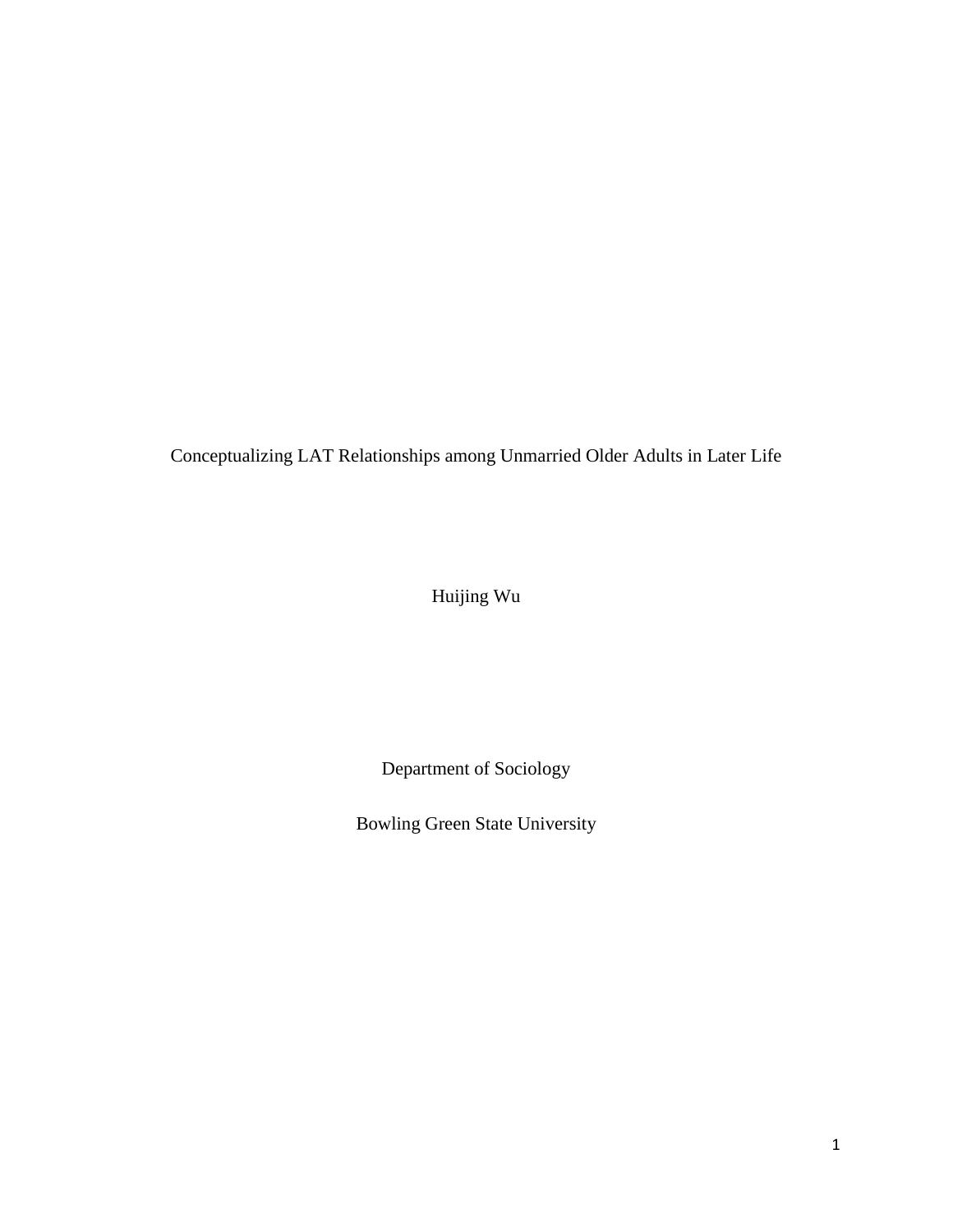# Conceptualizing LAT Relationships among Unmarried Older Adults in Later Life

Huijing Wu

Department of Sociology

Bowling Green State University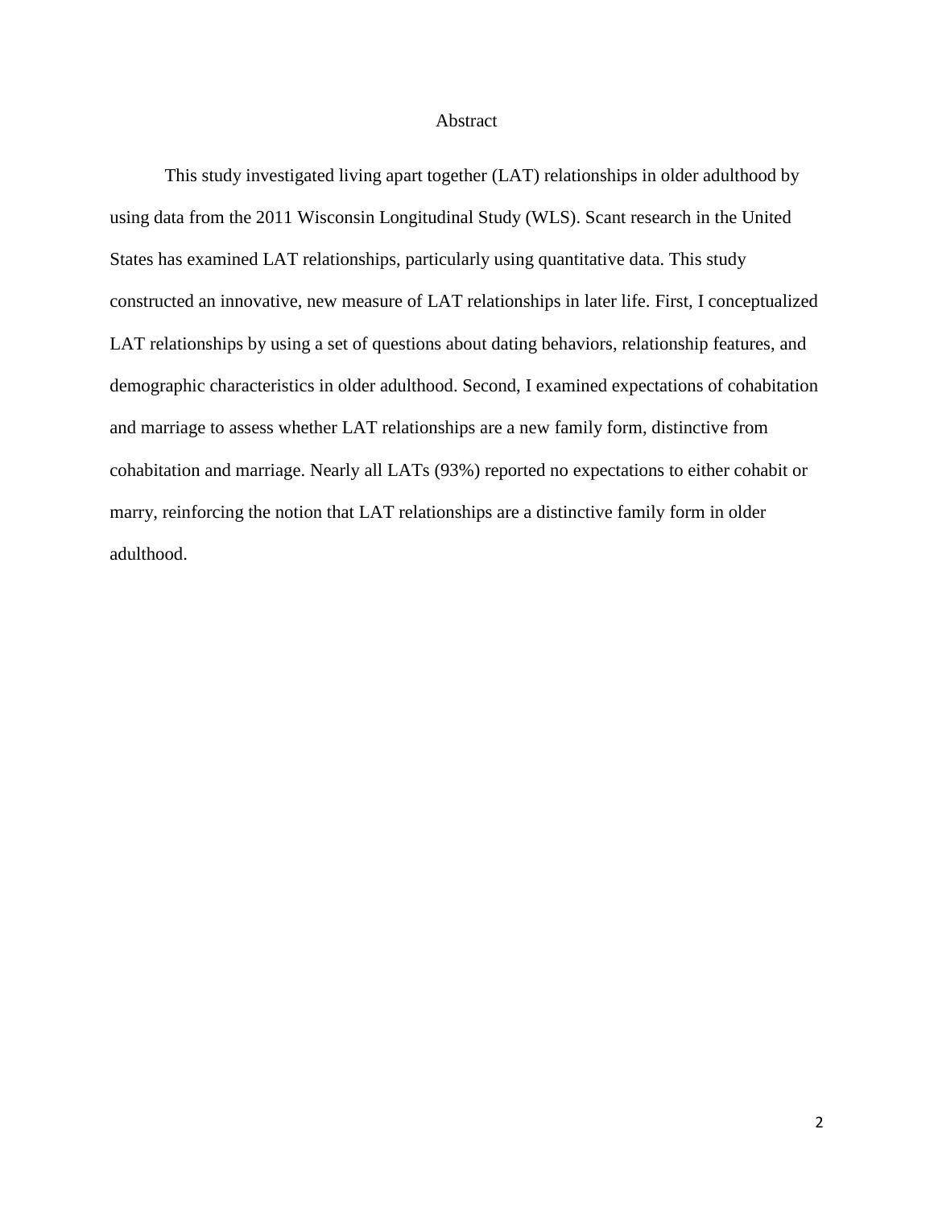# Abstract

This study investigated living apart together (LAT) relationships in older adulthood by using data from the 2011 Wisconsin Longitudinal Study (WLS). Scant research in the United States has examined LAT relationships, particularly using quantitative data. This study constructed an innovative, new measure of LAT relationships in later life. First, I conceptualized LAT relationships by using a set of questions about dating behaviors, relationship features, and demographic characteristics in older adulthood. Second, I examined expectations of cohabitation and marriage to assess whether LAT relationships are a new family form, distinctive from cohabitation and marriage. Nearly all LATs (93%) reported no expectations to either cohabit or marry, reinforcing the notion that LAT relationships are a distinctive family form in older adulthood.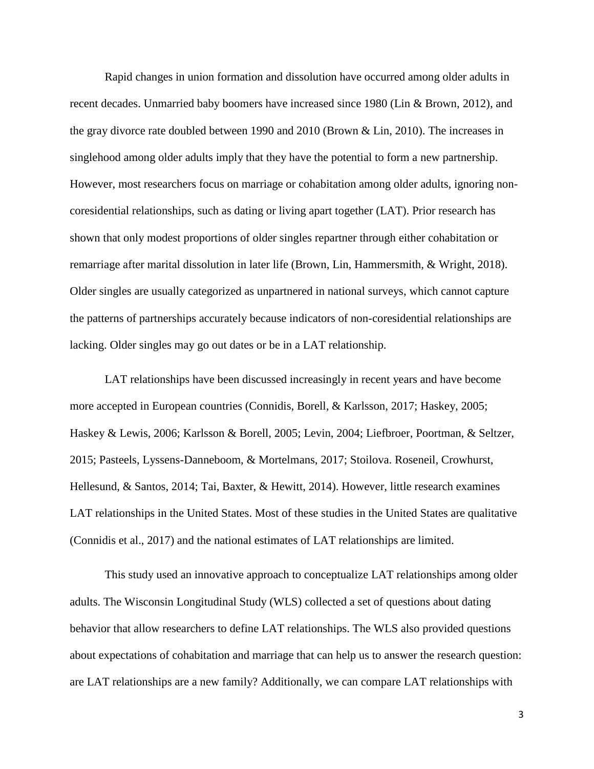Rapid changes in union formation and dissolution have occurred among older adults in recent decades. Unmarried baby boomers have increased since 1980 (Lin & Brown, 2012), and the gray divorce rate doubled between 1990 and 2010 (Brown & Lin, 2010). The increases in singlehood among older adults imply that they have the potential to form a new partnership. However, most researchers focus on marriage or cohabitation among older adults, ignoring non-coresidential relationships, such as dating or living apart together (LAT). Prior research has shown that only modest proportions of older singles repartner through either cohabitation or remarriage after marital dissolution in later life (Brown, Lin, Hammersmith, & Wright, 2018). Older singles are usually categorized as unpartnered in national surveys, which cannot capture the patterns of partnerships accurately because indicators of non-coresidential relationships are lacking. Older singles may go out dates or be in a LAT relationship.

LAT relationships have been discussed increasingly in recent years and have become more accepted in European countries (Connidis, Borell, & Karlsson, 2017; Haskey, 2005; Haskey & Lewis, 2006; Karlsson & Borell, 2005; Levin, 2004; Liefbroer, Poortman, & Seltzer, 2015; Pasteels, Lyssens-Danneboom, & Mortelmans, 2017; Stoilova. Roseneil, Crowhurst, Hellesund, & Santos, 2014; Tai, Baxter, & Hewitt, 2014). However, little research examines LAT relationships in the United States. Most of these studies in the United States are qualitative (Connidis et al., 2017) and the national estimates of LAT relationships are limited.

This study used an innovative approach to conceptualize LAT relationships among older adults. The Wisconsin Longitudinal Study (WLS) collected a set of questions about dating behavior that allow researchers to define LAT relationships. The WLS also provided questions about expectations of cohabitation and marriage that can help us to answer the research question: are LAT relationships are a new family? Additionally, we can compare LAT relationships with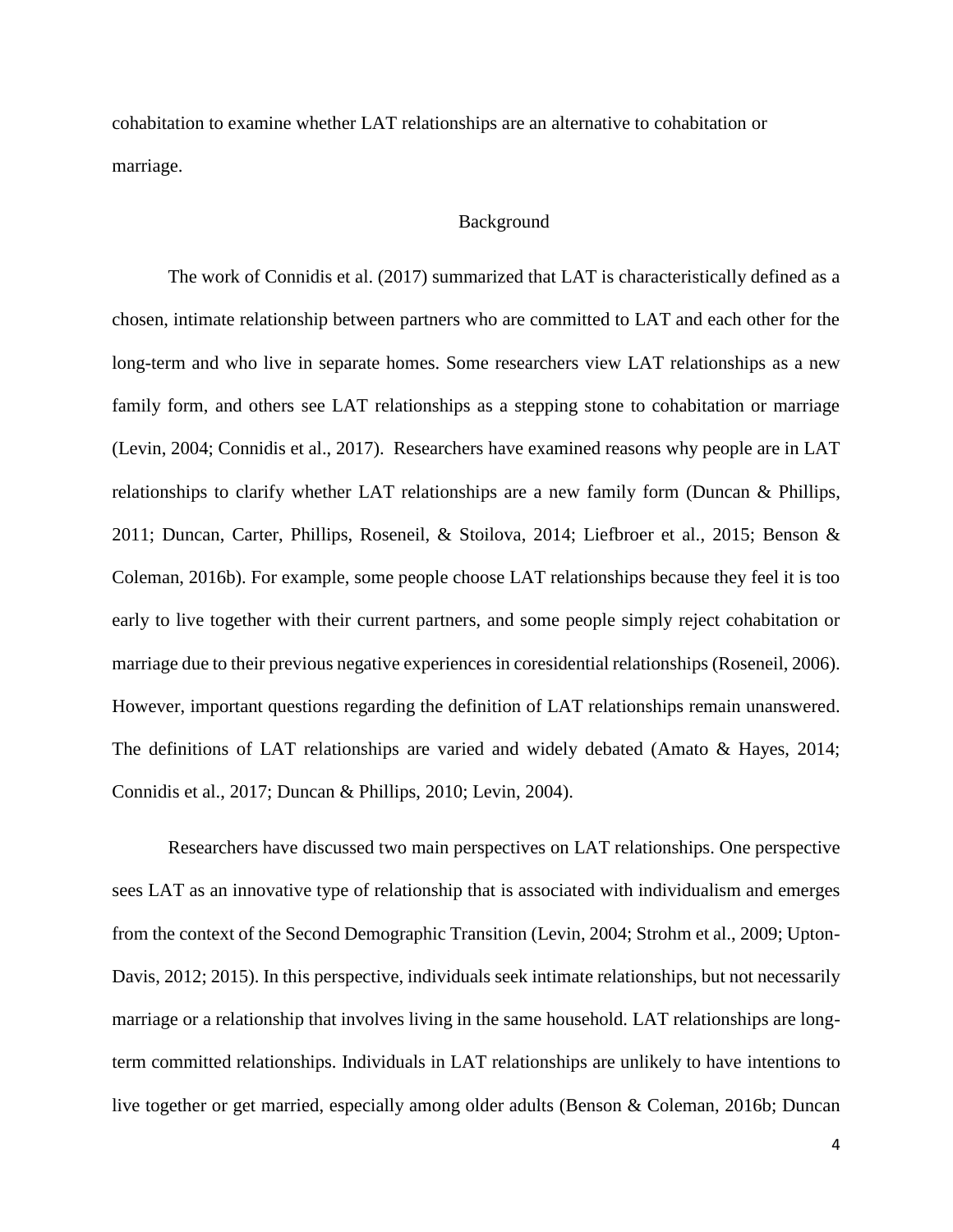cohabitation to examine whether LAT relationships are an alternative to cohabitation or marriage.

## Background

The work of Connidis et al. (2017) summarized that LAT is characteristically defined as a chosen, intimate relationship between partners who are committed to LAT and each other for the long-term and who live in separate homes. Some researchers view LAT relationships as a new family form, and others see LAT relationships as a stepping stone to cohabitation or marriage (Levin, 2004; Connidis et al., 2017). Researchers have examined reasons why people are in LAT relationships to clarify whether LAT relationships are a new family form (Duncan & Phillips, 2011; Duncan, Carter, Phillips, Roseneil, & Stoilova, 2014; Liefbroer et al., 2015; Benson & Coleman, 2016b). For example, some people choose LAT relationships because they feel it is too early to live together with their current partners, and some people simply reject cohabitation or marriage due to their previous negative experiences in coresidential relationships (Roseneil, 2006). However, important questions regarding the definition of LAT relationships remain unanswered. The definitions of LAT relationships are varied and widely debated (Amato & Hayes, 2014; Connidis et al., 2017; Duncan & Phillips, 2010; Levin, 2004).

Researchers have discussed two main perspectives on LAT relationships. One perspective sees LAT as an innovative type of relationship that is associated with individualism and emerges from the context of the Second Demographic Transition (Levin, 2004; Strohm et al., 2009; Upton-Davis, 2012; 2015). In this perspective, individuals seek intimate relationships, but not necessarily marriage or a relationship that involves living in the same household. LAT relationships are long-term committed relationships. Individuals in LAT relationships are unlikely to have intentions to live together or get married, especially among older adults (Benson & Coleman, 2016b; Duncan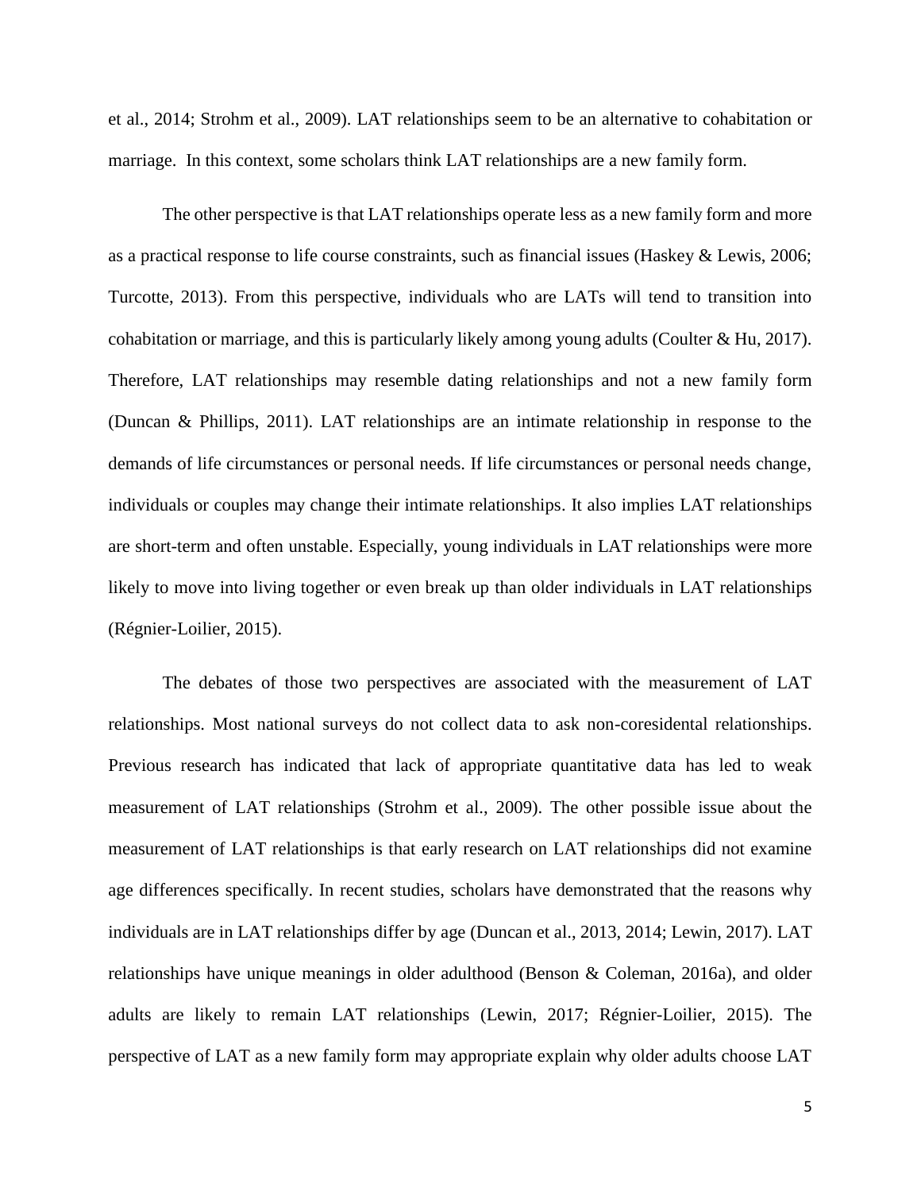et al., 2014; Strohm et al., 2009). LAT relationships seem to be an alternative to cohabitation or marriage. In this context, some scholars think LAT relationships are a new family form.

The other perspective is that LAT relationships operate less as a new family form and more as a practical response to life course constraints, such as financial issues (Haskey & Lewis, 2006; Turcotte, 2013). From this perspective, individuals who are LATs will tend to transition into cohabitation or marriage, and this is particularly likely among young adults (Coulter & Hu, 2017). Therefore, LAT relationships may resemble dating relationships and not a new family form (Duncan & Phillips, 2011). LAT relationships are an intimate relationship in response to the demands of life circumstances or personal needs. If life circumstances or personal needs change, individuals or couples may change their intimate relationships. It also implies LAT relationships are short-term and often unstable. Especially, young individuals in LAT relationships were more likely to move into living together or even break up than older individuals in LAT relationships (Régnier-Loilier, 2015).

The debates of those two perspectives are associated with the measurement of LAT relationships. Most national surveys do not collect data to ask non-coresidental relationships. Previous research has indicated that lack of appropriate quantitative data has led to weak measurement of LAT relationships (Strohm et al., 2009). The other possible issue about the measurement of LAT relationships is that early research on LAT relationships did not examine age differences specifically. In recent studies, scholars have demonstrated that the reasons why individuals are in LAT relationships differ by age (Duncan et al., 2013, 2014; Lewin, 2017). LAT relationships have unique meanings in older adulthood (Benson & Coleman, 2016a), and older adults are likely to remain LAT relationships (Lewin, 2017; Régnier-Loilier, 2015). The perspective of LAT as a new family form may appropriate explain why older adults choose LAT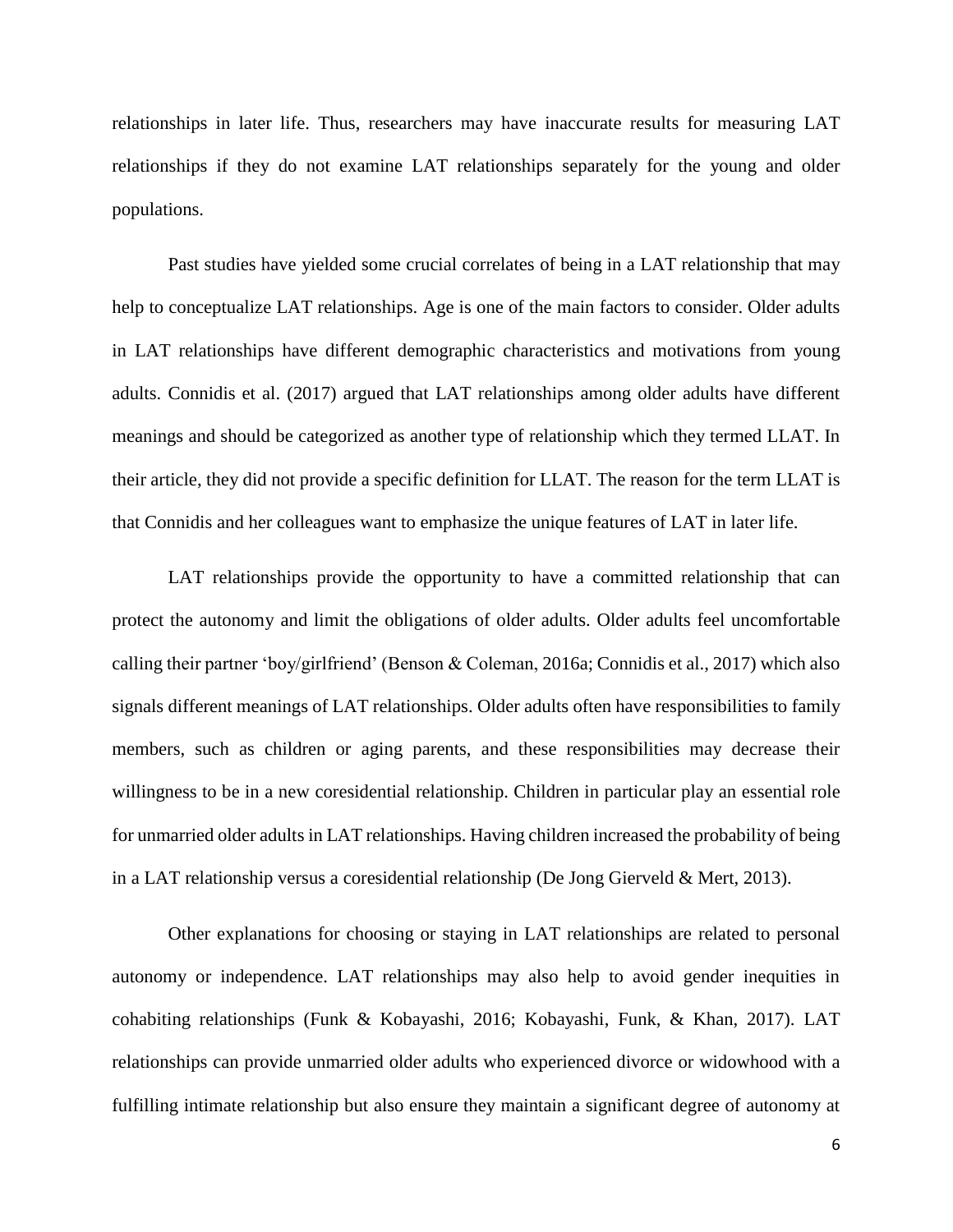relationships in later life. Thus, researchers may have inaccurate results for measuring LAT relationships if they do not examine LAT relationships separately for the young and older populations.

Past studies have yielded some crucial correlates of being in a LAT relationship that may help to conceptualize LAT relationships. Age is one of the main factors to consider. Older adults in LAT relationships have different demographic characteristics and motivations from young adults. Connidis et al. (2017) argued that LAT relationships among older adults have different meanings and should be categorized as another type of relationship which they termed LLAT. In their article, they did not provide a specific definition for LLAT. The reason for the term LLAT is that Connidis and her colleagues want to emphasize the unique features of LAT in later life.

LAT relationships provide the opportunity to have a committed relationship that can protect the autonomy and limit the obligations of older adults. Older adults feel uncomfortable calling their partner 'boy/girlfriend' (Benson & Coleman, 2016a; Connidis et al., 2017) which also signals different meanings of LAT relationships. Older adults often have responsibilities to family members, such as children or aging parents, and these responsibilities may decrease their willingness to be in a new coresidential relationship. Children in particular play an essential role for unmarried older adults in LAT relationships. Having children increased the probability of being in a LAT relationship versus a coresidential relationship (De Jong Gierveld & Mert, 2013).

Other explanations for choosing or staying in LAT relationships are related to personal autonomy or independence. LAT relationships may also help to avoid gender inequities in cohabiting relationships (Funk & Kobayashi, 2016; Kobayashi, Funk, & Khan, 2017). LAT relationships can provide unmarried older adults who experienced divorce or widowhood with a fulfilling intimate relationship but also ensure they maintain a significant degree of autonomy at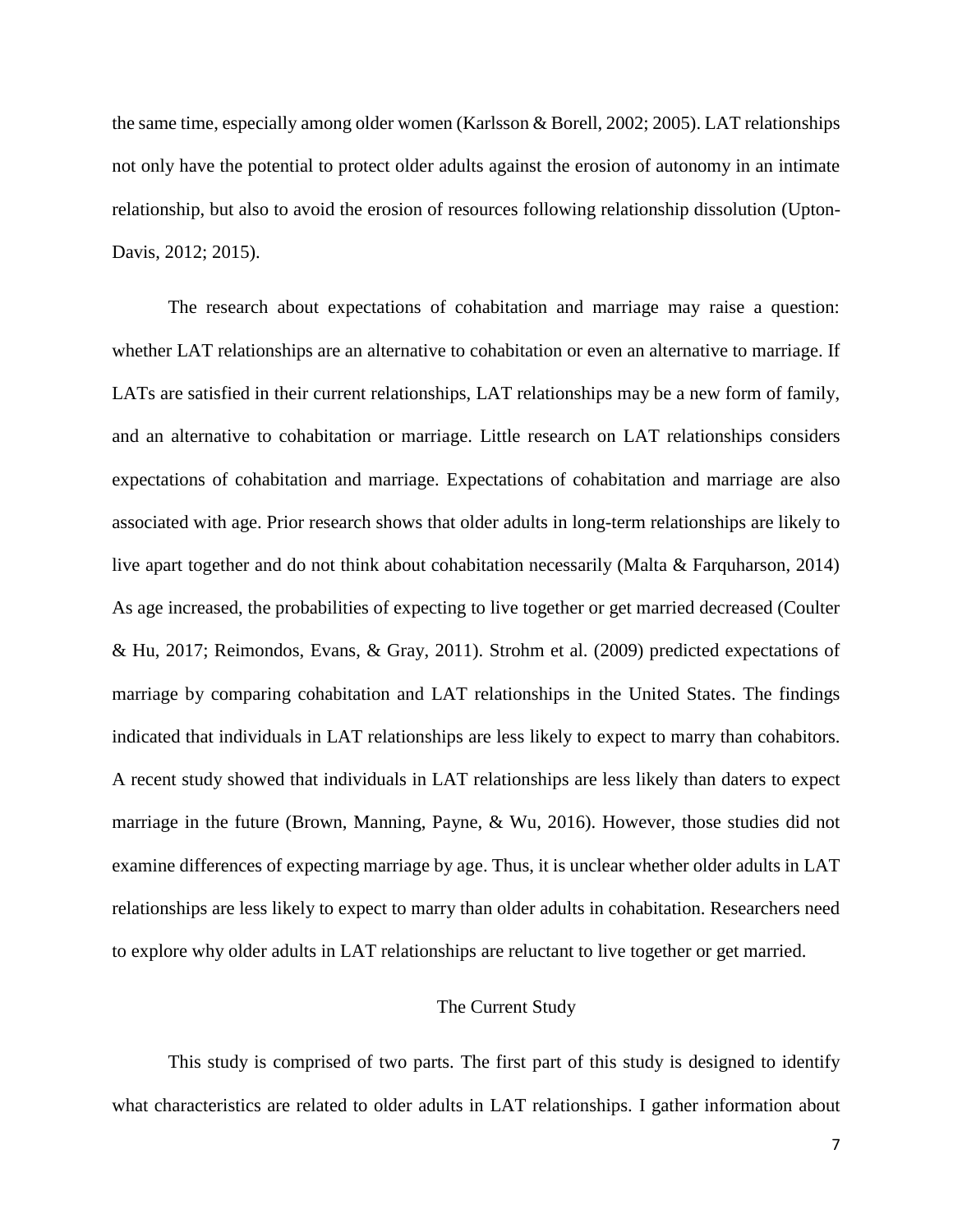the same time, especially among older women (Karlsson & Borell, 2002; 2005). LAT relationships not only have the potential to protect older adults against the erosion of autonomy in an intimate relationship, but also to avoid the erosion of resources following relationship dissolution (Upton-Davis, 2012; 2015).

The research about expectations of cohabitation and marriage may raise a question: whether LAT relationships are an alternative to cohabitation or even an alternative to marriage. If LATs are satisfied in their current relationships, LAT relationships may be a new form of family, and an alternative to cohabitation or marriage. Little research on LAT relationships considers expectations of cohabitation and marriage. Expectations of cohabitation and marriage are also associated with age. Prior research shows that older adults in long-term relationships are likely to live apart together and do not think about cohabitation necessarily (Malta & Farquharson, 2014) As age increased, the probabilities of expecting to live together or get married decreased (Coulter & Hu, 2017; Reimondos, Evans, & Gray, 2011). Strohm et al. (2009) predicted expectations of marriage by comparing cohabitation and LAT relationships in the United States. The findings indicated that individuals in LAT relationships are less likely to expect to marry than cohabitors. A recent study showed that individuals in LAT relationships are less likely than daters to expect marriage in the future (Brown, Manning, Payne, & Wu, 2016). However, those studies did not examine differences of expecting marriage by age. Thus, it is unclear whether older adults in LAT relationships are less likely to expect to marry than older adults in cohabitation. Researchers need to explore why older adults in LAT relationships are reluctant to live together or get married.

## The Current Study

This study is comprised of two parts. The first part of this study is designed to identify what characteristics are related to older adults in LAT relationships. I gather information about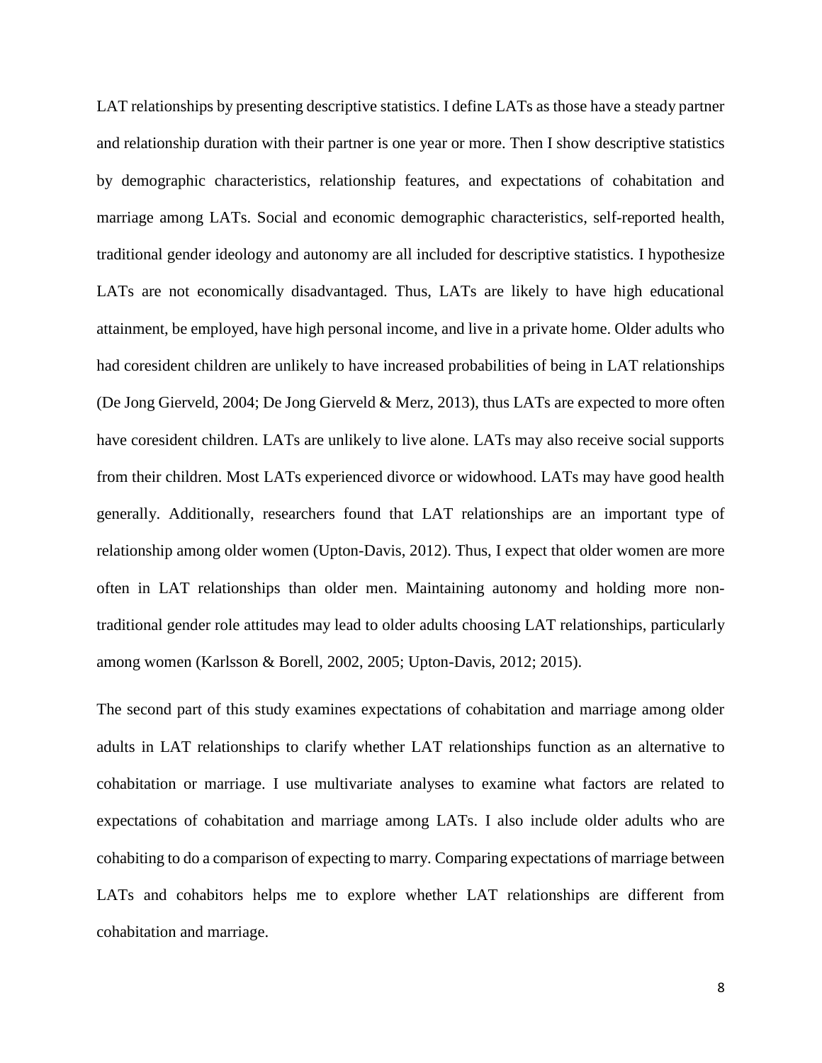LAT relationships by presenting descriptive statistics. I define LATs as those have a steady partner and relationship duration with their partner is one year or more. Then I show descriptive statistics by demographic characteristics, relationship features, and expectations of cohabitation and marriage among LATs. Social and economic demographic characteristics, self-reported health, traditional gender ideology and autonomy are all included for descriptive statistics. I hypothesize LATs are not economically disadvantaged. Thus, LATs are likely to have high educational attainment, be employed, have high personal income, and live in a private home. Older adults who had coresident children are unlikely to have increased probabilities of being in LAT relationships (De Jong Gierveld, 2004; De Jong Gierveld & Merz, 2013), thus LATs are expected to more often have coresident children. LATs are unlikely to live alone. LATs may also receive social supports from their children. Most LATs experienced divorce or widowhood. LATs may have good health generally. Additionally, researchers found that LAT relationships are an important type of relationship among older women (Upton-Davis, 2012). Thus, I expect that older women are more often in LAT relationships than older men. Maintaining autonomy and holding more non-traditional gender role attitudes may lead to older adults choosing LAT relationships, particularly among women (Karlsson & Borell, 2002, 2005; Upton-Davis, 2012; 2015).

The second part of this study examines expectations of cohabitation and marriage among older adults in LAT relationships to clarify whether LAT relationships function as an alternative to cohabitation or marriage. I use multivariate analyses to examine what factors are related to expectations of cohabitation and marriage among LATs. I also include older adults who are cohabiting to do a comparison of expecting to marry. Comparing expectations of marriage between LATs and cohabitors helps me to explore whether LAT relationships are different from cohabitation and marriage.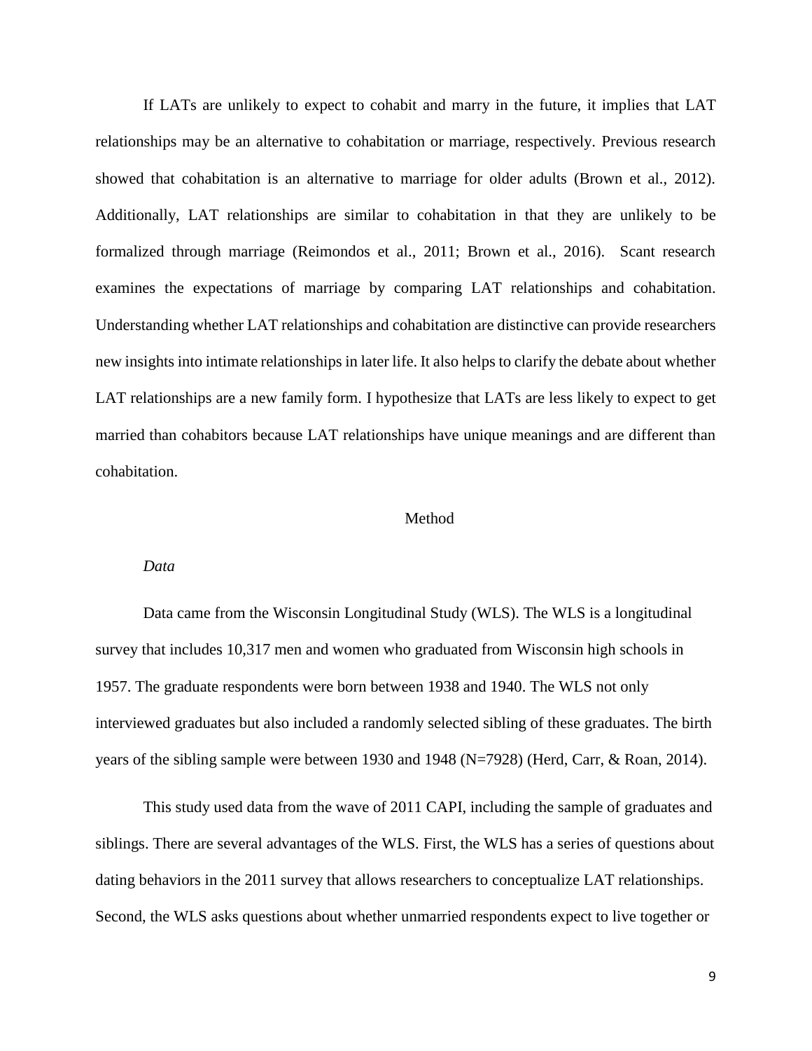If LATs are unlikely to expect to cohabit and marry in the future, it implies that LAT relationships may be an alternative to cohabitation or marriage, respectively. Previous research showed that cohabitation is an alternative to marriage for older adults (Brown et al., 2012). Additionally, LAT relationships are similar to cohabitation in that they are unlikely to be formalized through marriage (Reimondos et al., 2011; Brown et al., 2016). Scant research examines the expectations of marriage by comparing LAT relationships and cohabitation. Understanding whether LAT relationships and cohabitation are distinctive can provide researchers new insights into intimate relationships in later life. It also helps to clarify the debate about whether LAT relationships are a new family form. I hypothesize that LATs are less likely to expect to get married than cohabitors because LAT relationships have unique meanings and are different than cohabitation.

## Method

### *Data*

Data came from the Wisconsin Longitudinal Study (WLS). The WLS is a longitudinal survey that includes 10,317 men and women who graduated from Wisconsin high schools in 1957. The graduate respondents were born between 1938 and 1940. The WLS not only interviewed graduates but also included a randomly selected sibling of these graduates. The birth years of the sibling sample were between 1930 and 1948 (N=7928) (Herd, Carr, & Roan, 2014).

This study used data from the wave of 2011 CAPI, including the sample of graduates and siblings. There are several advantages of the WLS. First, the WLS has a series of questions about dating behaviors in the 2011 survey that allows researchers to conceptualize LAT relationships. Second, the WLS asks questions about whether unmarried respondents expect to live together or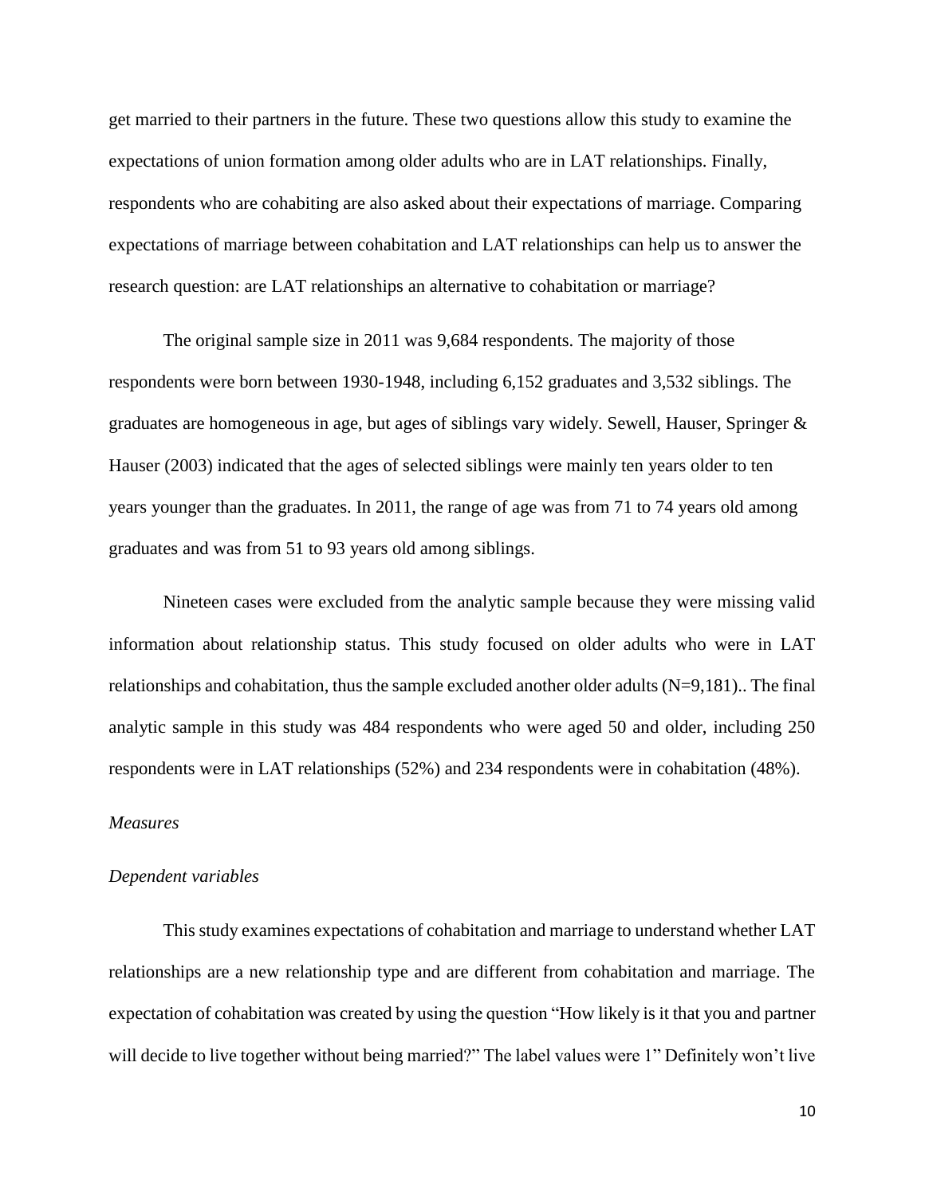get married to their partners in the future. These two questions allow this study to examine the expectations of union formation among older adults who are in LAT relationships. Finally, respondents who are cohabiting are also asked about their expectations of marriage. Comparing expectations of marriage between cohabitation and LAT relationships can help us to answer the research question: are LAT relationships an alternative to cohabitation or marriage?

The original sample size in 2011 was 9,684 respondents. The majority of those respondents were born between 1930-1948, including 6,152 graduates and 3,532 siblings. The graduates are homogeneous in age, but ages of siblings vary widely. Sewell, Hauser, Springer & Hauser (2003) indicated that the ages of selected siblings were mainly ten years older to ten years younger than the graduates. In 2011, the range of age was from 71 to 74 years old among graduates and was from 51 to 93 years old among siblings.

Nineteen cases were excluded from the analytic sample because they were missing valid information about relationship status. This study focused on older adults who were in LAT relationships and cohabitation, thus the sample excluded another older adults (N=9,181).. The final analytic sample in this study was 484 respondents who were aged 50 and older, including 250 respondents were in LAT relationships (52%) and 234 respondents were in cohabitation (48%).

*Measures*

*Dependent variables*

This study examines expectations of cohabitation and marriage to understand whether LAT relationships are a new relationship type and are different from cohabitation and marriage. The expectation of cohabitation was created by using the question "How likely is it that you and partner will decide to live together without being married?" The label values were 1" Definitely won't live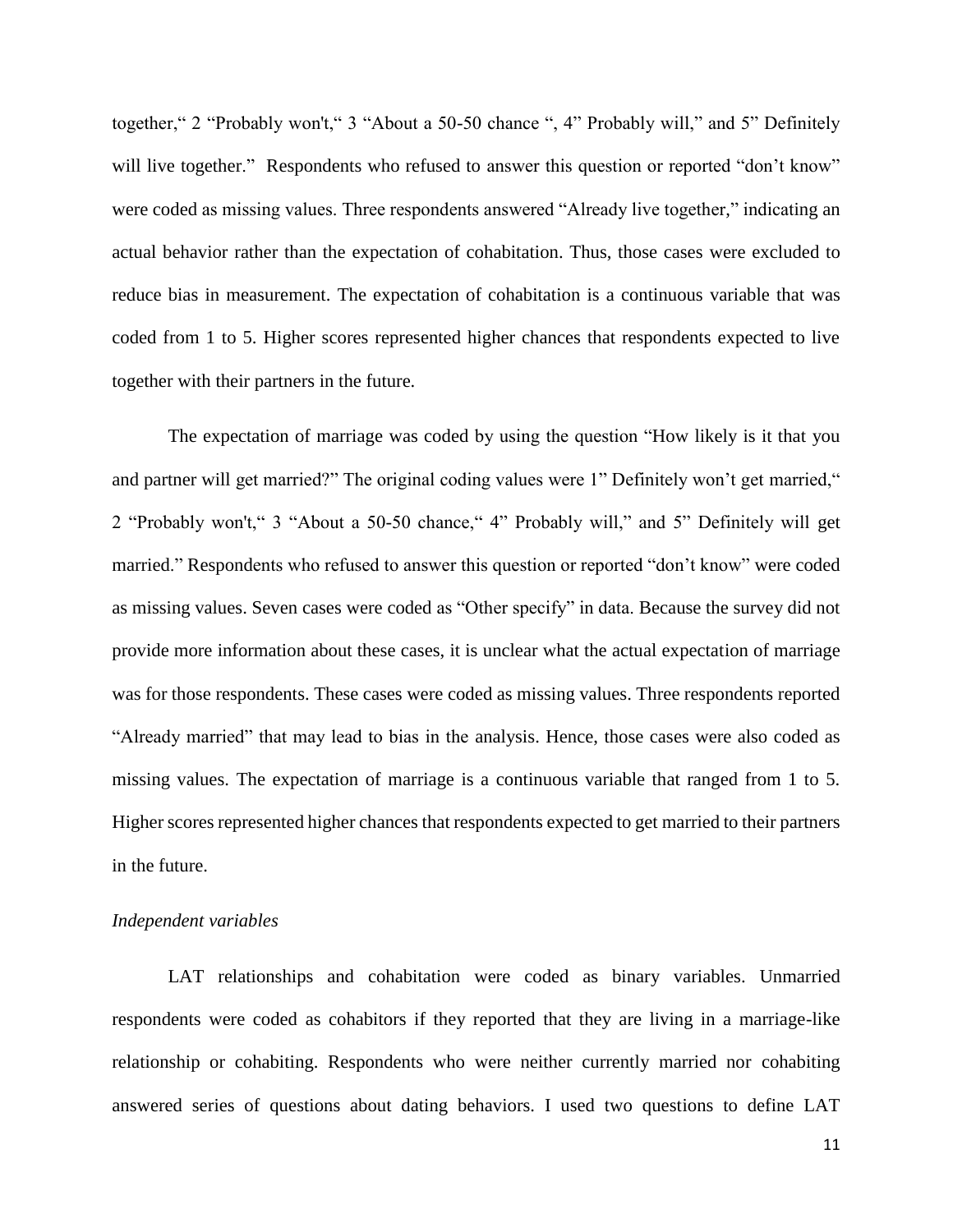together,“ 2 “Probably won't,“ 3 “About a 50-50 chance “, 4” Probably will,” and 5” Definitely will live together.” Respondents who refused to answer this question or reported “don’t know” were coded as missing values. Three respondents answered “Already live together,” indicating an actual behavior rather than the expectation of cohabitation. Thus, those cases were excluded to reduce bias in measurement. The expectation of cohabitation is a continuous variable that was coded from 1 to 5. Higher scores represented higher chances that respondents expected to live together with their partners in the future.

The expectation of marriage was coded by using the question “How likely is it that you and partner will get married?” The original coding values were 1” Definitely won’t get married,“ 2 “Probably won't,“ 3 “About a 50-50 chance,“ 4” Probably will,” and 5” Definitely will get married.” Respondents who refused to answer this question or reported “don’t know” were coded as missing values. Seven cases were coded as “Other specify” in data. Because the survey did not provide more information about these cases, it is unclear what the actual expectation of marriage was for those respondents. These cases were coded as missing values. Three respondents reported “Already married” that may lead to bias in the analysis. Hence, those cases were also coded as missing values. The expectation of marriage is a continuous variable that ranged from 1 to 5. Higher scores represented higher chances that respondents expected to get married to their partners in the future.

*Independent variables*

LAT relationships and cohabitation were coded as binary variables. Unmarried respondents were coded as cohabitors if they reported that they are living in a marriage-like relationship or cohabiting. Respondents who were neither currently married nor cohabiting answered series of questions about dating behaviors. I used two questions to define LAT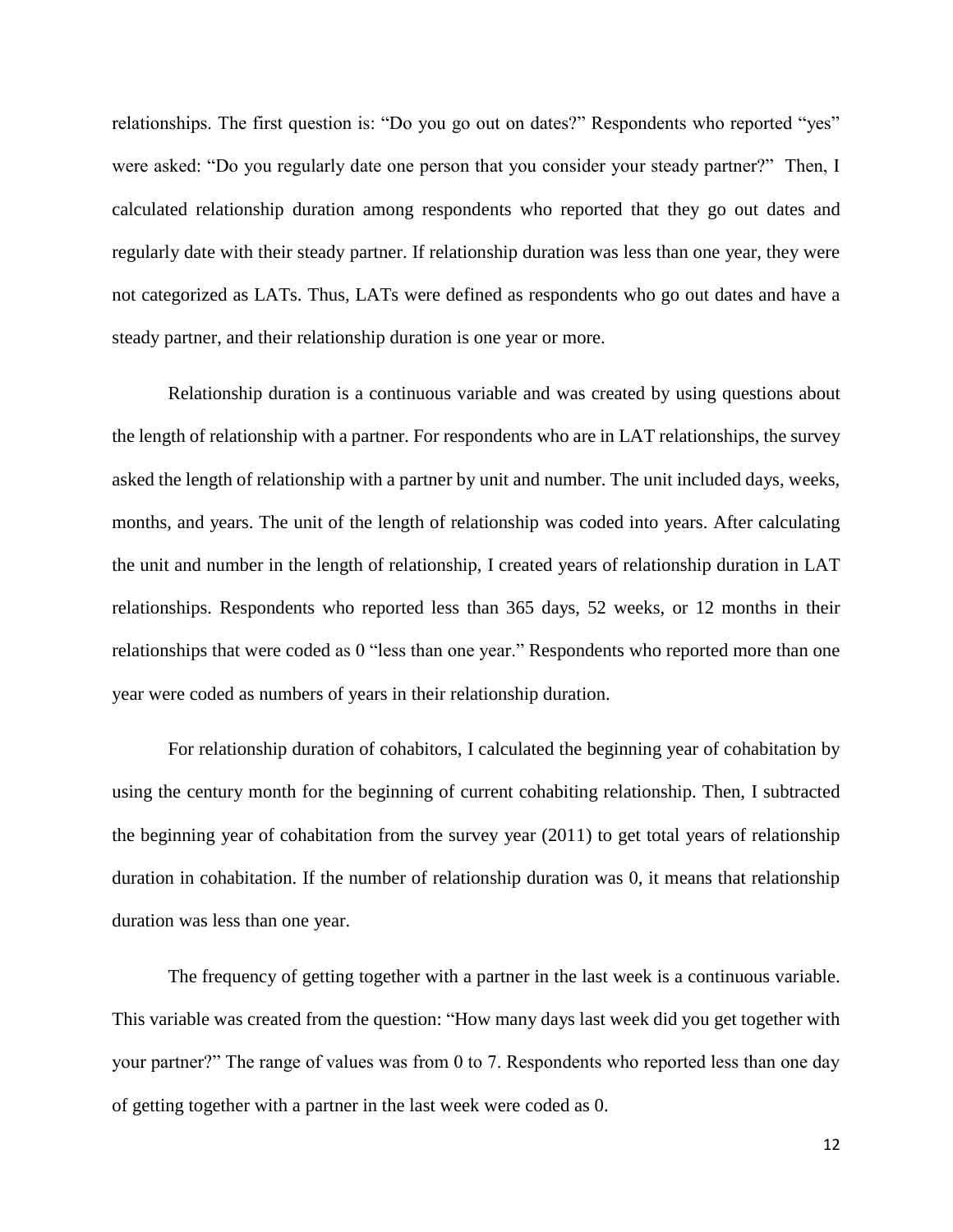relationships. The first question is: "Do you go out on dates?" Respondents who reported "yes" were asked: "Do you regularly date one person that you consider your steady partner?" Then, I calculated relationship duration among respondents who reported that they go out dates and regularly date with their steady partner. If relationship duration was less than one year, they were not categorized as LATs. Thus, LATs were defined as respondents who go out dates and have a steady partner, and their relationship duration is one year or more.

Relationship duration is a continuous variable and was created by using questions about the length of relationship with a partner. For respondents who are in LAT relationships, the survey asked the length of relationship with a partner by unit and number. The unit included days, weeks, months, and years. The unit of the length of relationship was coded into years. After calculating the unit and number in the length of relationship, I created years of relationship duration in LAT relationships. Respondents who reported less than 365 days, 52 weeks, or 12 months in their relationships that were coded as 0 "less than one year." Respondents who reported more than one year were coded as numbers of years in their relationship duration.

For relationship duration of cohabitors, I calculated the beginning year of cohabitation by using the century month for the beginning of current cohabiting relationship. Then, I subtracted the beginning year of cohabitation from the survey year (2011) to get total years of relationship duration in cohabitation. If the number of relationship duration was 0, it means that relationship duration was less than one year.

The frequency of getting together with a partner in the last week is a continuous variable. This variable was created from the question: "How many days last week did you get together with your partner?" The range of values was from 0 to 7. Respondents who reported less than one day of getting together with a partner in the last week were coded as 0.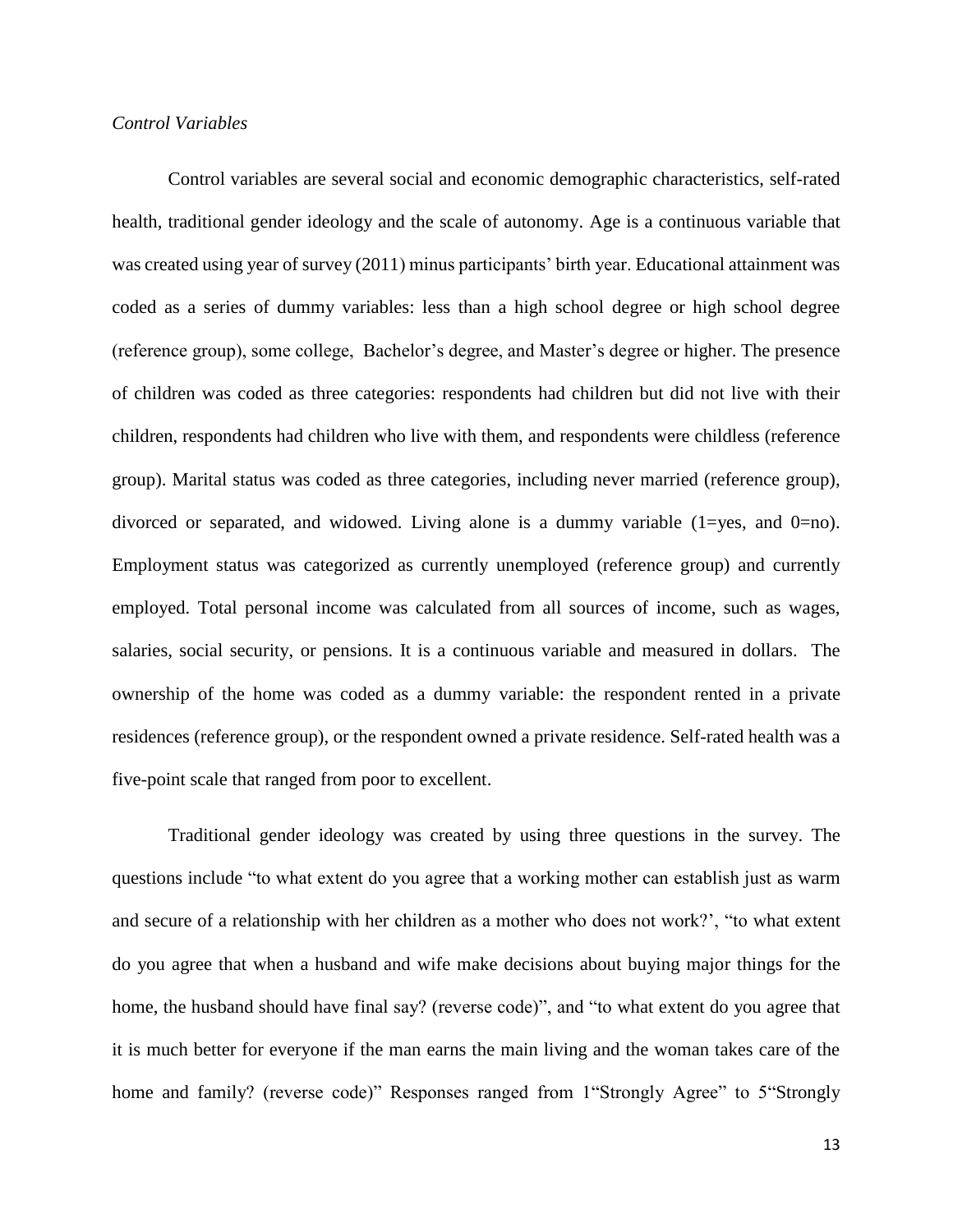*Control Variables*

Control variables are several social and economic demographic characteristics, self-rated health, traditional gender ideology and the scale of autonomy. Age is a continuous variable that was created using year of survey (2011) minus participants' birth year. Educational attainment was coded as a series of dummy variables: less than a high school degree or high school degree (reference group), some college, Bachelor's degree, and Master's degree or higher. The presence of children was coded as three categories: respondents had children but did not live with their children, respondents had children who live with them, and respondents were childless (reference group). Marital status was coded as three categories, including never married (reference group), divorced or separated, and widowed. Living alone is a dummy variable (1=yes, and 0=no). Employment status was categorized as currently unemployed (reference group) and currently employed. Total personal income was calculated from all sources of income, such as wages, salaries, social security, or pensions. It is a continuous variable and measured in dollars. The ownership of the home was coded as a dummy variable: the respondent rented in a private residences (reference group), or the respondent owned a private residence. Self-rated health was a five-point scale that ranged from poor to excellent.

Traditional gender ideology was created by using three questions in the survey. The questions include "to what extent do you agree that a working mother can establish just as warm and secure of a relationship with her children as a mother who does not work?', "to what extent do you agree that when a husband and wife make decisions about buying major things for the home, the husband should have final say? (reverse code)", and "to what extent do you agree that it is much better for everyone if the man earns the main living and the woman takes care of the home and family? (reverse code)" Responses ranged from 1"Strongly Agree" to 5"Strongly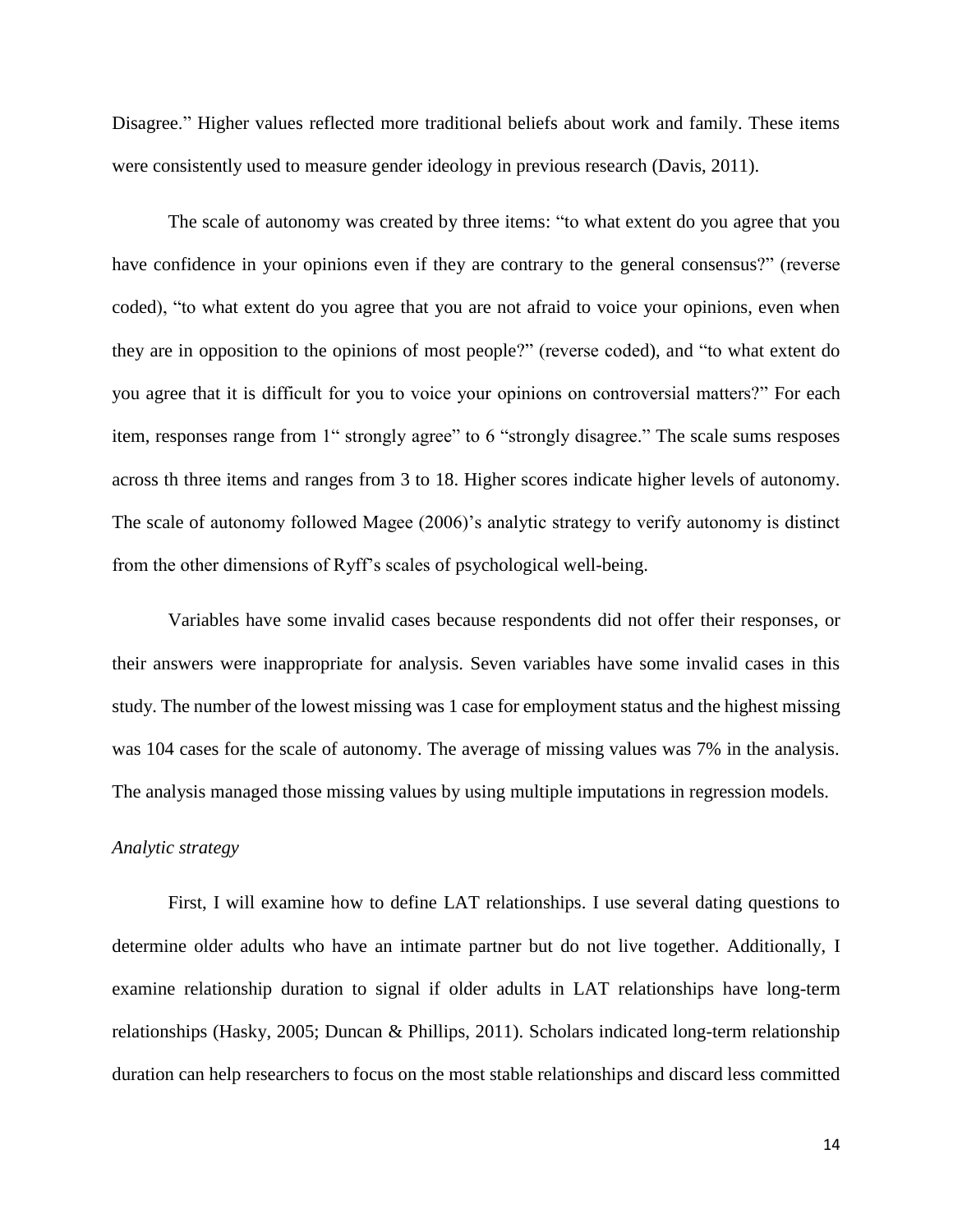Disagree." Higher values reflected more traditional beliefs about work and family. These items were consistently used to measure gender ideology in previous research (Davis, 2011).

The scale of autonomy was created by three items: "to what extent do you agree that you have confidence in your opinions even if they are contrary to the general consensus?" (reverse coded), "to what extent do you agree that you are not afraid to voice your opinions, even when they are in opposition to the opinions of most people?" (reverse coded), and "to what extent do you agree that it is difficult for you to voice your opinions on controversial matters?" For each item, responses range from 1" strongly agree" to 6 "strongly disagree." The scale sums resposes across th three items and ranges from 3 to 18. Higher scores indicate higher levels of autonomy. The scale of autonomy followed Magee (2006)'s analytic strategy to verify autonomy is distinct from the other dimensions of Ryff's scales of psychological well-being.

Variables have some invalid cases because respondents did not offer their responses, or their answers were inappropriate for analysis. Seven variables have some invalid cases in this study. The number of the lowest missing was 1 case for employment status and the highest missing was 104 cases for the scale of autonomy. The average of missing values was 7% in the analysis. The analysis managed those missing values by using multiple imputations in regression models.

*Analytic strategy*

First, I will examine how to define LAT relationships. I use several dating questions to determine older adults who have an intimate partner but do not live together. Additionally, I examine relationship duration to signal if older adults in LAT relationships have long-term relationships (Hasky, 2005; Duncan & Phillips, 2011). Scholars indicated long-term relationship duration can help researchers to focus on the most stable relationships and discard less committed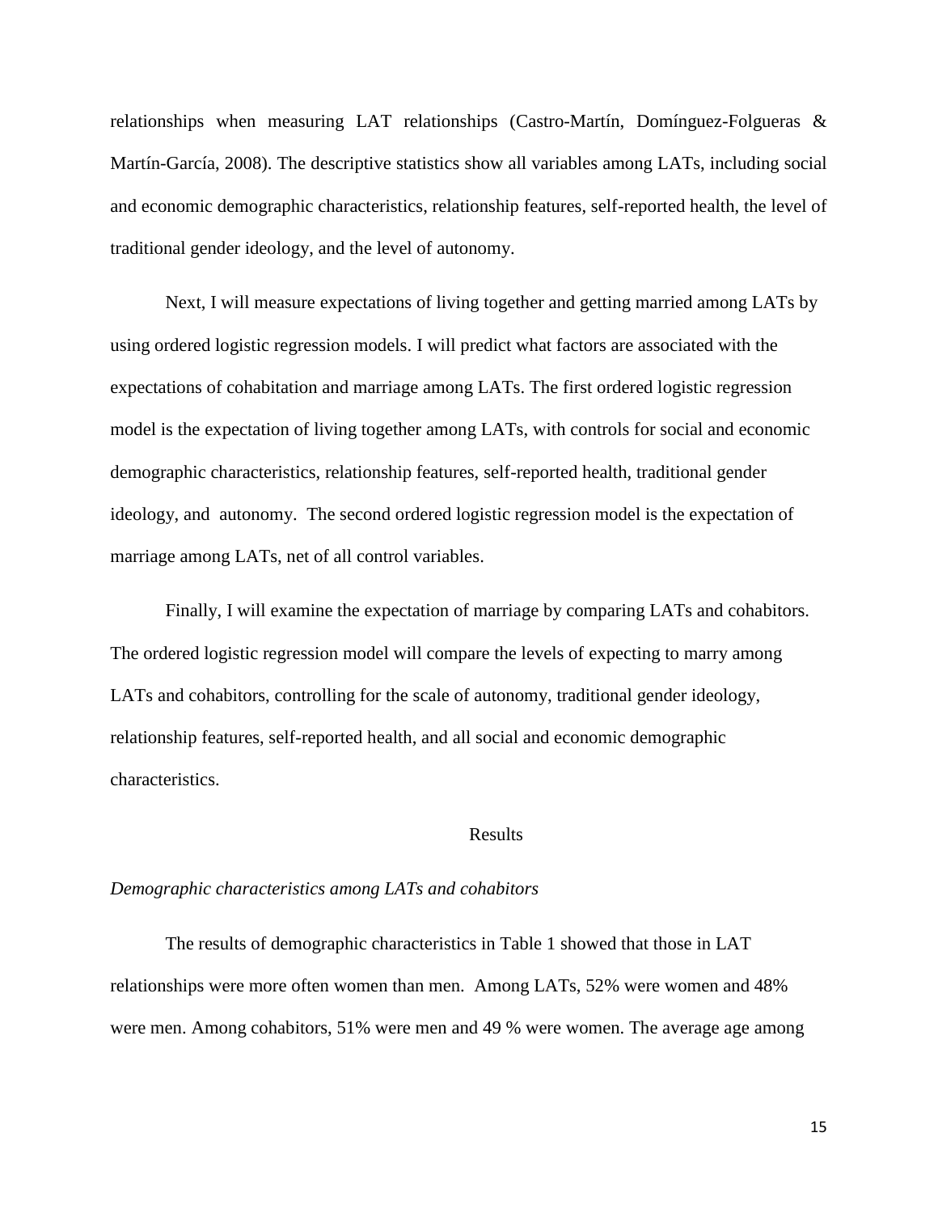relationships when measuring LAT relationships (Castro-Martín, Domínguez-Folgueras & Martín-García, 2008). The descriptive statistics show all variables among LATs, including social and economic demographic characteristics, relationship features, self-reported health, the level of traditional gender ideology, and the level of autonomy.

Next, I will measure expectations of living together and getting married among LATs by using ordered logistic regression models. I will predict what factors are associated with the expectations of cohabitation and marriage among LATs. The first ordered logistic regression model is the expectation of living together among LATs, with controls for social and economic demographic characteristics, relationship features, self-reported health, traditional gender ideology, and autonomy. The second ordered logistic regression model is the expectation of marriage among LATs, net of all control variables.

Finally, I will examine the expectation of marriage by comparing LATs and cohabitors. The ordered logistic regression model will compare the levels of expecting to marry among LATs and cohabitors, controlling for the scale of autonomy, traditional gender ideology, relationship features, self-reported health, and all social and economic demographic characteristics.

## Results

*Demographic characteristics among LATs and cohabitors*

The results of demographic characteristics in Table 1 showed that those in LAT relationships were more often women than men. Among LATs, 52% were women and 48% were men. Among cohabitors, 51% were men and 49 % were women. The average age among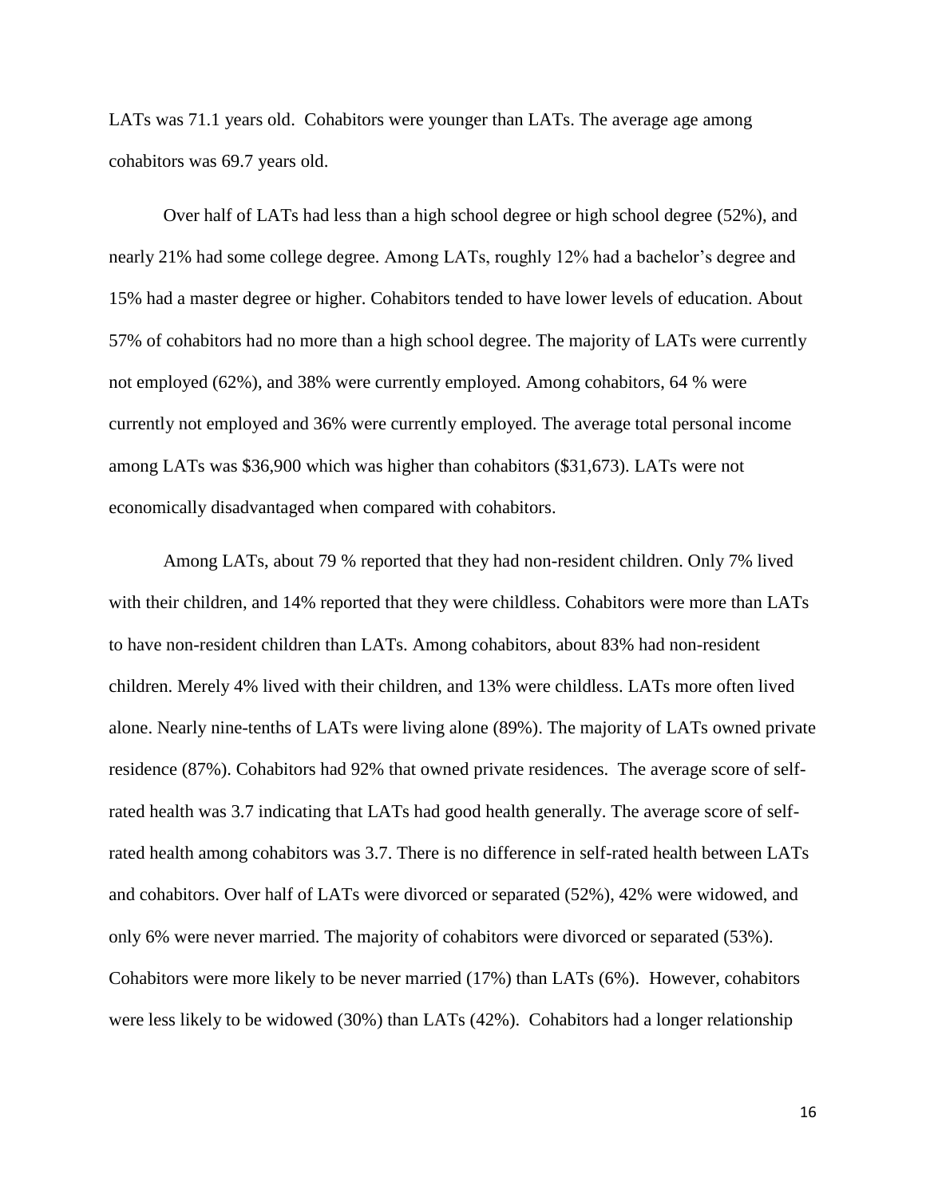LATs was 71.1 years old. Cohabitors were younger than LATs. The average age among cohabitors was 69.7 years old.

Over half of LATs had less than a high school degree or high school degree (52%), and nearly 21% had some college degree. Among LATs, roughly 12% had a bachelor's degree and 15% had a master degree or higher. Cohabitors tended to have lower levels of education. About 57% of cohabitors had no more than a high school degree. The majority of LATs were currently not employed (62%), and 38% were currently employed. Among cohabitors, 64 % were currently not employed and 36% were currently employed. The average total personal income among LATs was $36,900 which was higher than cohabitors ($31,673). LATs were not economically disadvantaged when compared with cohabitors.

Among LATs, about 79 % reported that they had non-resident children. Only 7% lived with their children, and 14% reported that they were childless. Cohabitors were more than LATs to have non-resident children than LATs. Among cohabitors, about 83% had non-resident children. Merely 4% lived with their children, and 13% were childless. LATs more often lived alone. Nearly nine-tenths of LATs were living alone (89%). The majority of LATs owned private residence (87%). Cohabitors had 92% that owned private residences. The average score of self-rated health was 3.7 indicating that LATs had good health generally. The average score of self-rated health among cohabitors was 3.7. There is no difference in self-rated health between LATs and cohabitors. Over half of LATs were divorced or separated (52%), 42% were widowed, and only 6% were never married. The majority of cohabitors were divorced or separated (53%). Cohabitors were more likely to be never married (17%) than LATs (6%). However, cohabitors were less likely to be widowed (30%) than LATs (42%). Cohabitors had a longer relationship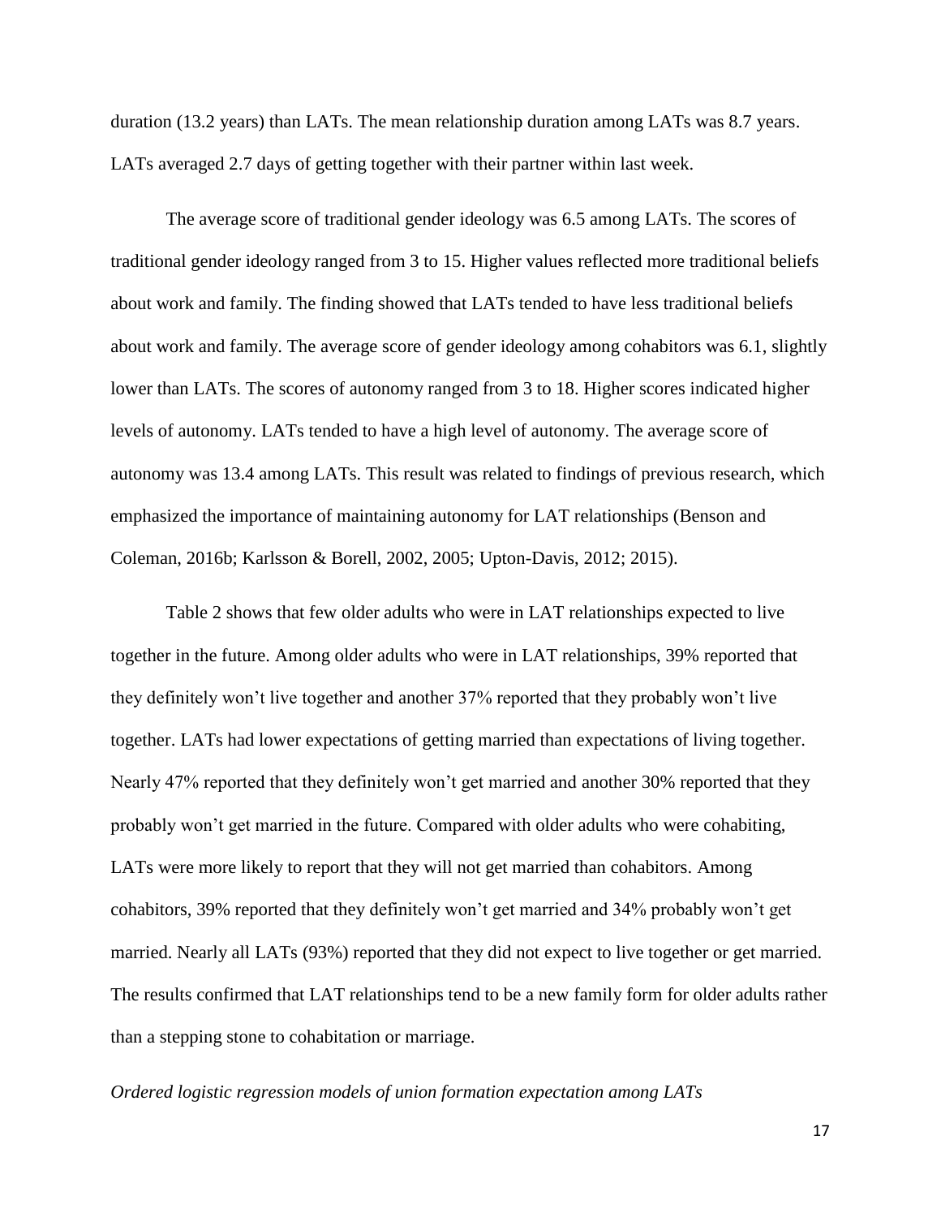duration (13.2 years) than LATs. The mean relationship duration among LATs was 8.7 years. LATs averaged 2.7 days of getting together with their partner within last week.

The average score of traditional gender ideology was 6.5 among LATs. The scores of traditional gender ideology ranged from 3 to 15. Higher values reflected more traditional beliefs about work and family. The finding showed that LATs tended to have less traditional beliefs about work and family. The average score of gender ideology among cohabitors was 6.1, slightly lower than LATs. The scores of autonomy ranged from 3 to 18. Higher scores indicated higher levels of autonomy. LATs tended to have a high level of autonomy. The average score of autonomy was 13.4 among LATs. This result was related to findings of previous research, which emphasized the importance of maintaining autonomy for LAT relationships (Benson and Coleman, 2016b; Karlsson & Borell, 2002, 2005; Upton-Davis, 2012; 2015).

Table 2 shows that few older adults who were in LAT relationships expected to live together in the future. Among older adults who were in LAT relationships, 39% reported that they definitely won't live together and another 37% reported that they probably won't live together. LATs had lower expectations of getting married than expectations of living together. Nearly 47% reported that they definitely won't get married and another 30% reported that they probably won't get married in the future. Compared with older adults who were cohabiting, LATs were more likely to report that they will not get married than cohabitors. Among cohabitors, 39% reported that they definitely won't get married and 34% probably won't get married. Nearly all LATs (93%) reported that they did not expect to live together or get married. The results confirmed that LAT relationships tend to be a new family form for older adults rather than a stepping stone to cohabitation or marriage.

*Ordered logistic regression models of union formation expectation among LATs*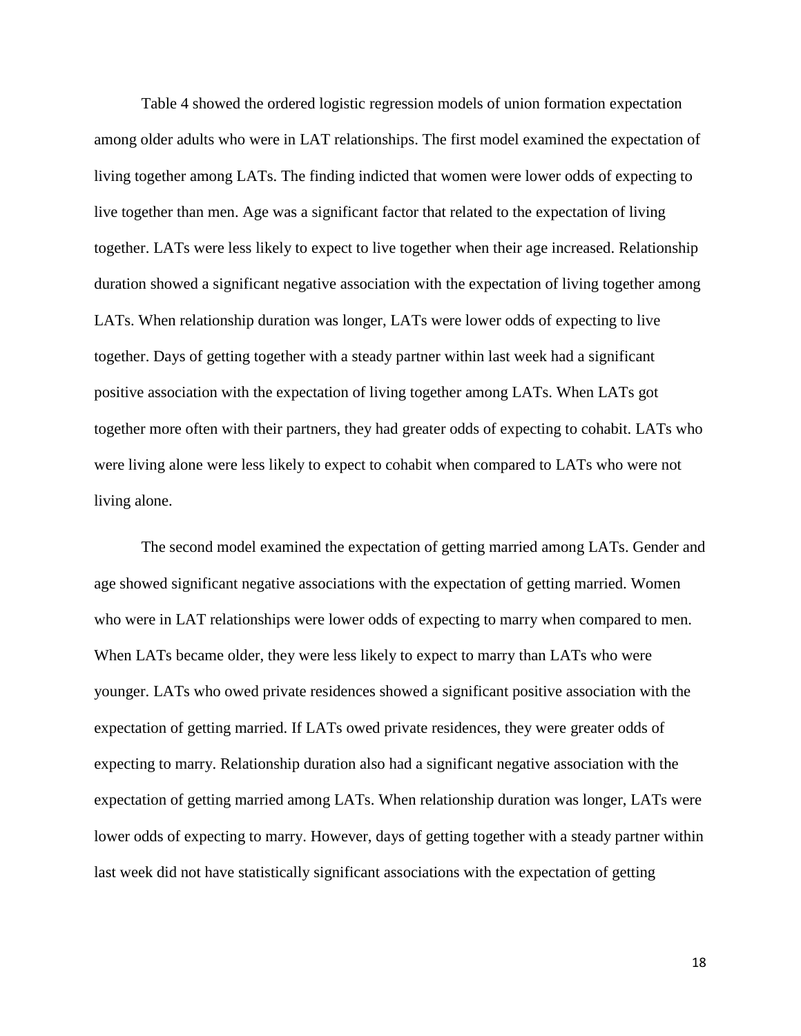Table 4 showed the ordered logistic regression models of union formation expectation among older adults who were in LAT relationships. The first model examined the expectation of living together among LATs. The finding indicted that women were lower odds of expecting to live together than men. Age was a significant factor that related to the expectation of living together. LATs were less likely to expect to live together when their age increased. Relationship duration showed a significant negative association with the expectation of living together among LATs. When relationship duration was longer, LATs were lower odds of expecting to live together. Days of getting together with a steady partner within last week had a significant positive association with the expectation of living together among LATs. When LATs got together more often with their partners, they had greater odds of expecting to cohabit. LATs who were living alone were less likely to expect to cohabit when compared to LATs who were not living alone.

The second model examined the expectation of getting married among LATs. Gender and age showed significant negative associations with the expectation of getting married. Women who were in LAT relationships were lower odds of expecting to marry when compared to men. When LATs became older, they were less likely to expect to marry than LATs who were younger. LATs who owed private residences showed a significant positive association with the expectation of getting married. If LATs owed private residences, they were greater odds of expecting to marry. Relationship duration also had a significant negative association with the expectation of getting married among LATs. When relationship duration was longer, LATs were lower odds of expecting to marry. However, days of getting together with a steady partner within last week did not have statistically significant associations with the expectation of getting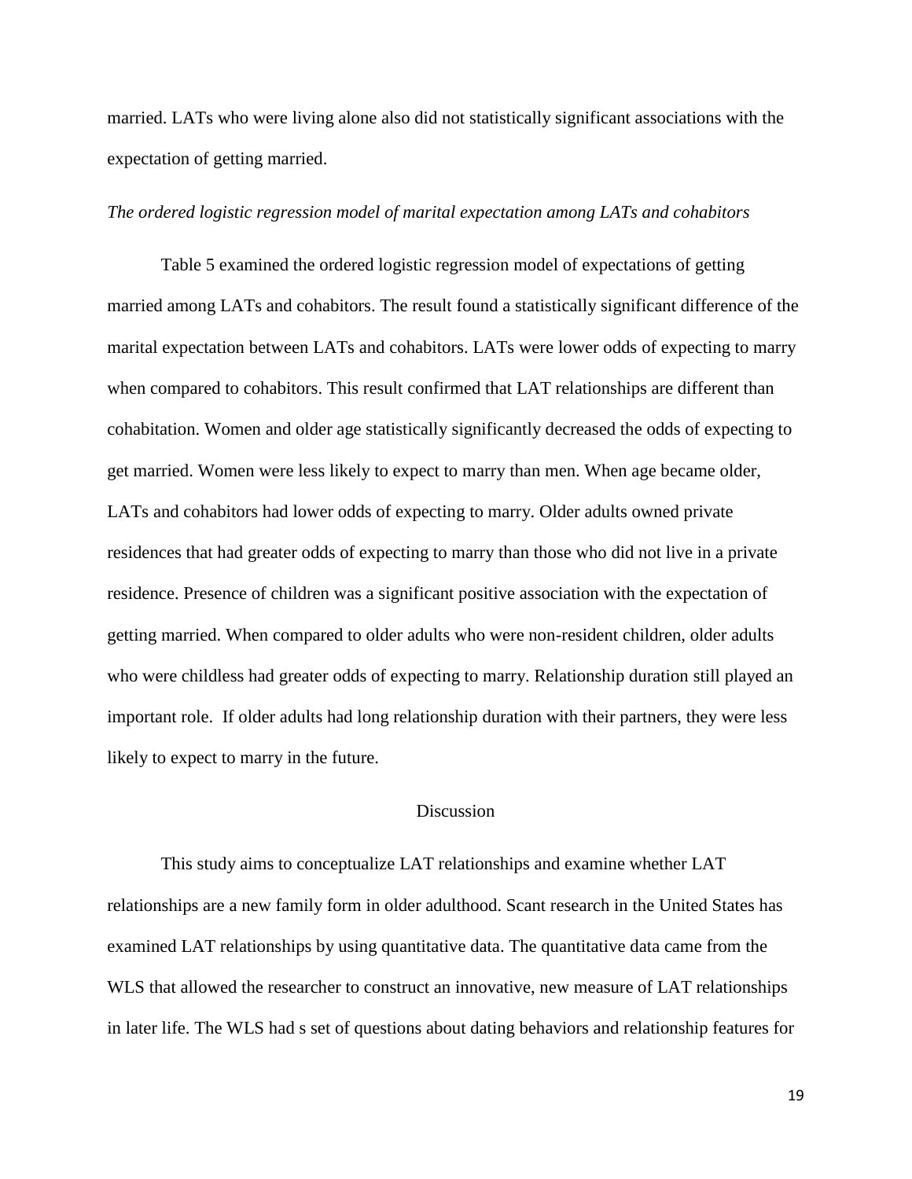married. LATs who were living alone also did not statistically significant associations with the expectation of getting married.

*The ordered logistic regression model of marital expectation among LATs and cohabitors*

Table 5 examined the ordered logistic regression model of expectations of getting married among LATs and cohabitors. The result found a statistically significant difference of the marital expectation between LATs and cohabitors. LATs were lower odds of expecting to marry when compared to cohabitors. This result confirmed that LAT relationships are different than cohabitation. Women and older age statistically significantly decreased the odds of expecting to get married. Women were less likely to expect to marry than men. When age became older, LATs and cohabitors had lower odds of expecting to marry. Older adults owned private residences that had greater odds of expecting to marry than those who did not live in a private residence. Presence of children was a significant positive association with the expectation of getting married. When compared to older adults who were non-resident children, older adults who were childless had greater odds of expecting to marry. Relationship duration still played an important role.  If older adults had long relationship duration with their partners, they were less likely to expect to marry in the future.

## Discussion

This study aims to conceptualize LAT relationships and examine whether LAT relationships are a new family form in older adulthood. Scant research in the United States has examined LAT relationships by using quantitative data. The quantitative data came from the WLS that allowed the researcher to construct an innovative, new measure of LAT relationships in later life. The WLS had s set of questions about dating behaviors and relationship features for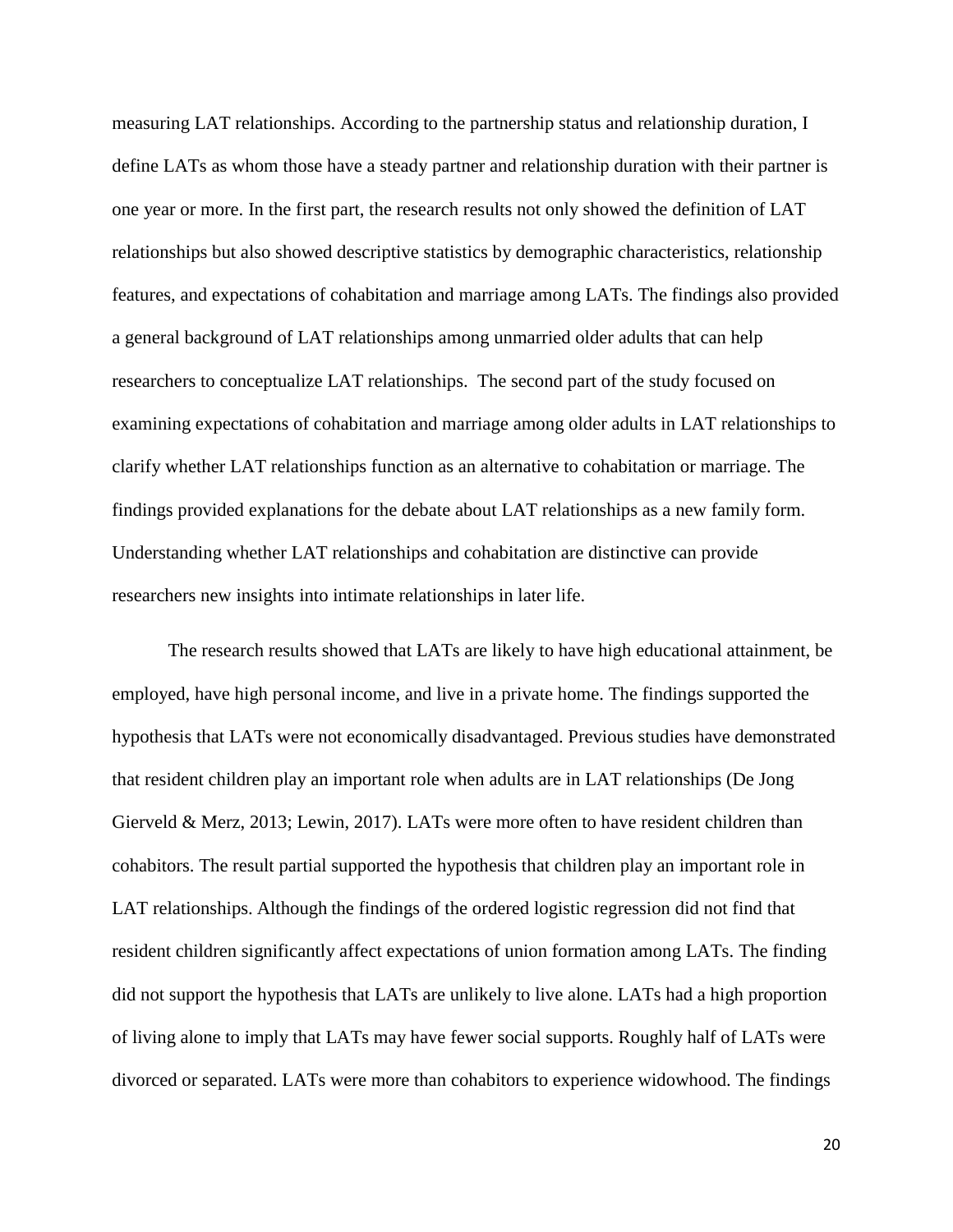measuring LAT relationships. According to the partnership status and relationship duration, I define LATs as whom those have a steady partner and relationship duration with their partner is one year or more. In the first part, the research results not only showed the definition of LAT relationships but also showed descriptive statistics by demographic characteristics, relationship features, and expectations of cohabitation and marriage among LATs. The findings also provided a general background of LAT relationships among unmarried older adults that can help researchers to conceptualize LAT relationships. The second part of the study focused on examining expectations of cohabitation and marriage among older adults in LAT relationships to clarify whether LAT relationships function as an alternative to cohabitation or marriage. The findings provided explanations for the debate about LAT relationships as a new family form. Understanding whether LAT relationships and cohabitation are distinctive can provide researchers new insights into intimate relationships in later life.

The research results showed that LATs are likely to have high educational attainment, be employed, have high personal income, and live in a private home. The findings supported the hypothesis that LATs were not economically disadvantaged. Previous studies have demonstrated that resident children play an important role when adults are in LAT relationships (De Jong Gierveld & Merz, 2013; Lewin, 2017). LATs were more often to have resident children than cohabitors. The result partial supported the hypothesis that children play an important role in LAT relationships. Although the findings of the ordered logistic regression did not find that resident children significantly affect expectations of union formation among LATs. The finding did not support the hypothesis that LATs are unlikely to live alone. LATs had a high proportion of living alone to imply that LATs may have fewer social supports. Roughly half of LATs were divorced or separated. LATs were more than cohabitors to experience widowhood. The findings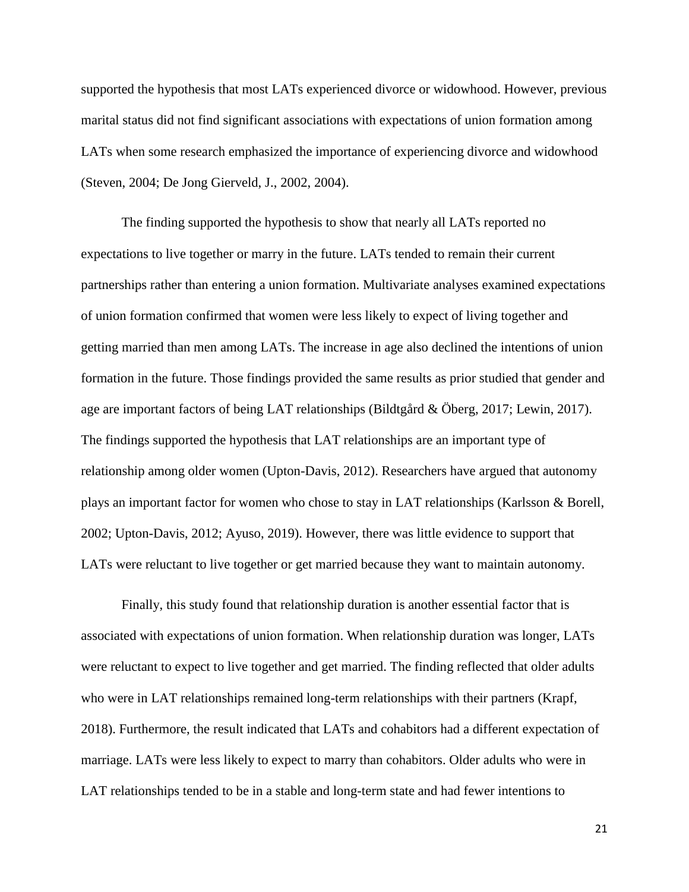supported the hypothesis that most LATs experienced divorce or widowhood. However, previous marital status did not find significant associations with expectations of union formation among LATs when some research emphasized the importance of experiencing divorce and widowhood (Steven, 2004; De Jong Gierveld, J., 2002, 2004).

The finding supported the hypothesis to show that nearly all LATs reported no expectations to live together or marry in the future. LATs tended to remain their current partnerships rather than entering a union formation. Multivariate analyses examined expectations of union formation confirmed that women were less likely to expect of living together and getting married than men among LATs. The increase in age also declined the intentions of union formation in the future. Those findings provided the same results as prior studied that gender and age are important factors of being LAT relationships (Bildtgård & Öberg, 2017; Lewin, 2017). The findings supported the hypothesis that LAT relationships are an important type of relationship among older women (Upton-Davis, 2012). Researchers have argued that autonomy plays an important factor for women who chose to stay in LAT relationships (Karlsson & Borell, 2002; Upton-Davis, 2012; Ayuso, 2019). However, there was little evidence to support that LATs were reluctant to live together or get married because they want to maintain autonomy.

Finally, this study found that relationship duration is another essential factor that is associated with expectations of union formation. When relationship duration was longer, LATs were reluctant to expect to live together and get married. The finding reflected that older adults who were in LAT relationships remained long-term relationships with their partners (Krapf, 2018). Furthermore, the result indicated that LATs and cohabitors had a different expectation of marriage. LATs were less likely to expect to marry than cohabitors. Older adults who were in LAT relationships tended to be in a stable and long-term state and had fewer intentions to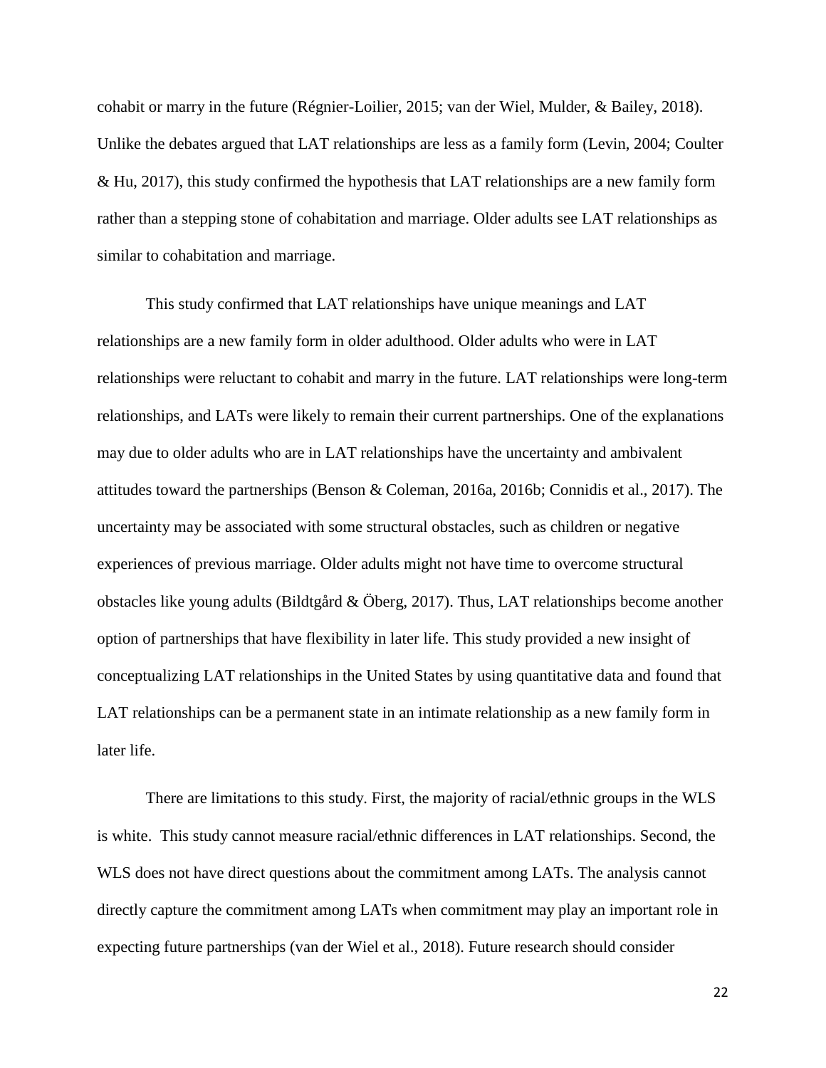cohabit or marry in the future (Régnier-Loilier, 2015; van der Wiel, Mulder, & Bailey, 2018). Unlike the debates argued that LAT relationships are less as a family form (Levin, 2004; Coulter & Hu, 2017), this study confirmed the hypothesis that LAT relationships are a new family form rather than a stepping stone of cohabitation and marriage. Older adults see LAT relationships as similar to cohabitation and marriage.

This study confirmed that LAT relationships have unique meanings and LAT relationships are a new family form in older adulthood. Older adults who were in LAT relationships were reluctant to cohabit and marry in the future. LAT relationships were long-term relationships, and LATs were likely to remain their current partnerships. One of the explanations may due to older adults who are in LAT relationships have the uncertainty and ambivalent attitudes toward the partnerships (Benson & Coleman, 2016a, 2016b; Connidis et al., 2017). The uncertainty may be associated with some structural obstacles, such as children or negative experiences of previous marriage. Older adults might not have time to overcome structural obstacles like young adults (Bildtgård & Öberg, 2017). Thus, LAT relationships become another option of partnerships that have flexibility in later life. This study provided a new insight of conceptualizing LAT relationships in the United States by using quantitative data and found that LAT relationships can be a permanent state in an intimate relationship as a new family form in later life.

There are limitations to this study. First, the majority of racial/ethnic groups in the WLS is white. This study cannot measure racial/ethnic differences in LAT relationships. Second, the WLS does not have direct questions about the commitment among LATs. The analysis cannot directly capture the commitment among LATs when commitment may play an important role in expecting future partnerships (van der Wiel et al., 2018). Future research should consider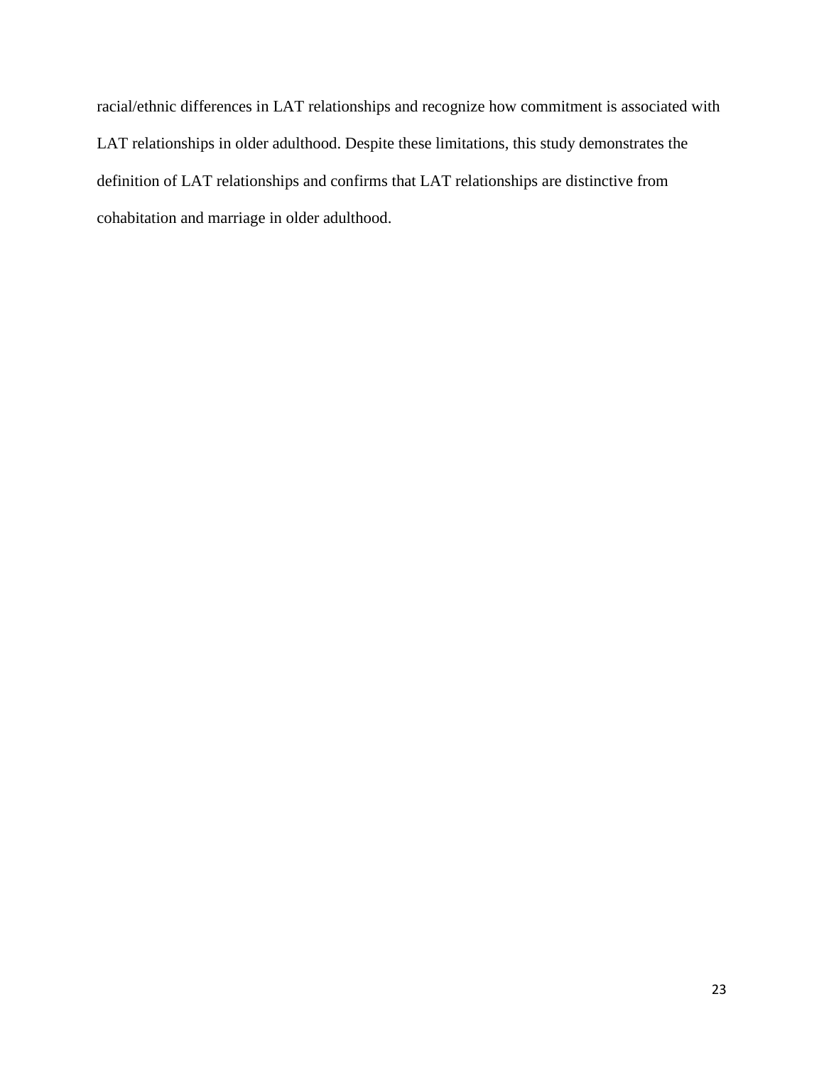racial/ethnic differences in LAT relationships and recognize how commitment is associated with LAT relationships in older adulthood. Despite these limitations, this study demonstrates the definition of LAT relationships and confirms that LAT relationships are distinctive from cohabitation and marriage in older adulthood.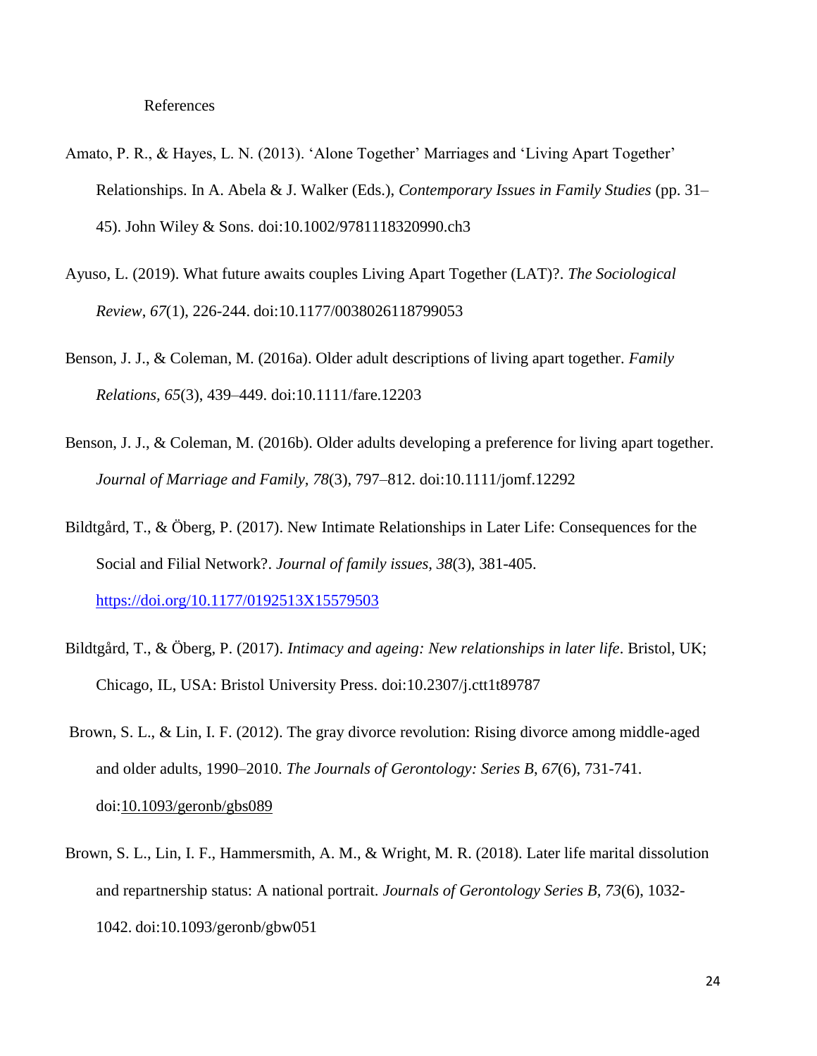# References

Amato, P. R., & Hayes, L. N. (2013). 'Alone Together' Marriages and 'Living Apart Together' Relationships. In A. Abela & J. Walker (Eds.), *Contemporary Issues in Family Studies* (pp. 31–45). John Wiley & Sons. doi:10.1002/9781118320990.ch3

Ayuso, L. (2019). What future awaits couples Living Apart Together (LAT)?. *The Sociological Review*, *67*(1), 226-244. doi:10.1177/0038026118799053

Benson, J. J., & Coleman, M. (2016a). Older adult descriptions of living apart together. *Family Relations, 65*(3), 439–449. doi:10.1111/fare.12203

Benson, J. J., & Coleman, M. (2016b). Older adults developing a preference for living apart together. *Journal of Marriage and Family, 78*(3), 797–812. doi:10.1111/jomf.12292

Bildtgård, T., & Öberg, P. (2017). New Intimate Relationships in Later Life: Consequences for the Social and Filial Network?. *Journal of family issues, 38*(3), 381-405. https://doi.org/10.1177/0192513X15579503

Bildtgård, T., & Öberg, P. (2017). *Intimacy and ageing: New relationships in later life*. Bristol, UK; Chicago, IL, USA: Bristol University Press. doi:10.2307/j.ctt1t89787

Brown, S. L., & Lin, I. F. (2012). The gray divorce revolution: Rising divorce among middle-aged and older adults, 1990–2010. *The Journals of Gerontology: Series B*, *67*(6), 731-741. doi:10.1093/geronb/gbs089

Brown, S. L., Lin, I. F., Hammersmith, A. M., & Wright, M. R. (2018). Later life marital dissolution and repartnership status: A national portrait. *Journals of Gerontology Series B, 73*(6), 1032-1042. doi:10.1093/geronb/gbw051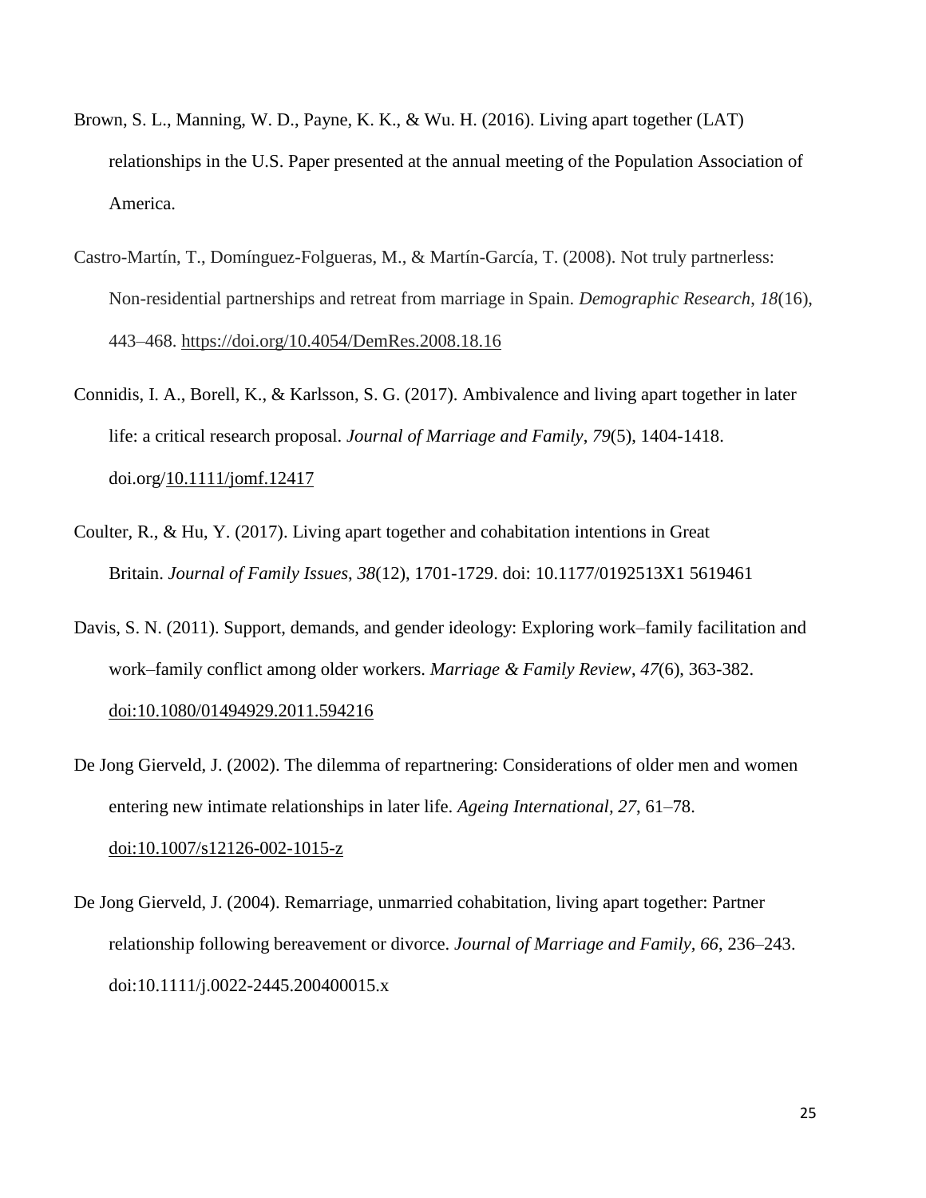Brown, S. L., Manning, W. D., Payne, K. K., & Wu. H. (2016). Living apart together (LAT) relationships in the U.S. Paper presented at the annual meeting of the Population Association of America.

Castro-Martín, T., Domínguez-Folgueras, M., & Martín-García, T. (2008). Not truly partnerless: Non-residential partnerships and retreat from marriage in Spain. *Demographic Research*, *18*(16), 443–468. https://doi.org/10.4054/DemRes.2008.18.16

Connidis, I. A., Borell, K., & Karlsson, S. G. (2017). Ambivalence and living apart together in later life: a critical research proposal. *Journal of Marriage and Family*, *79*(5), 1404-1418. doi.org/10.1111/jomf.12417

Coulter, R., & Hu, Y. (2017). Living apart together and cohabitation intentions in Great Britain. *Journal of Family Issues*, *38*(12), 1701-1729. doi: 10.1177/0192513X1 5619461

Davis, S. N. (2011). Support, demands, and gender ideology: Exploring work–family facilitation and work–family conflict among older workers. *Marriage & Family Review*, *47*(6), 363-382. doi:10.1080/01494929.2011.594216

De Jong Gierveld, J. (2002). The dilemma of repartnering: Considerations of older men and women entering new intimate relationships in later life. *Ageing International, 27*, 61–78. doi:10.1007/s12126-002-1015-z

De Jong Gierveld, J. (2004). Remarriage, unmarried cohabitation, living apart together: Partner relationship following bereavement or divorce. *Journal of Marriage and Family*, *66*, 236–243. doi:10.1111/j.0022-2445.200400015.x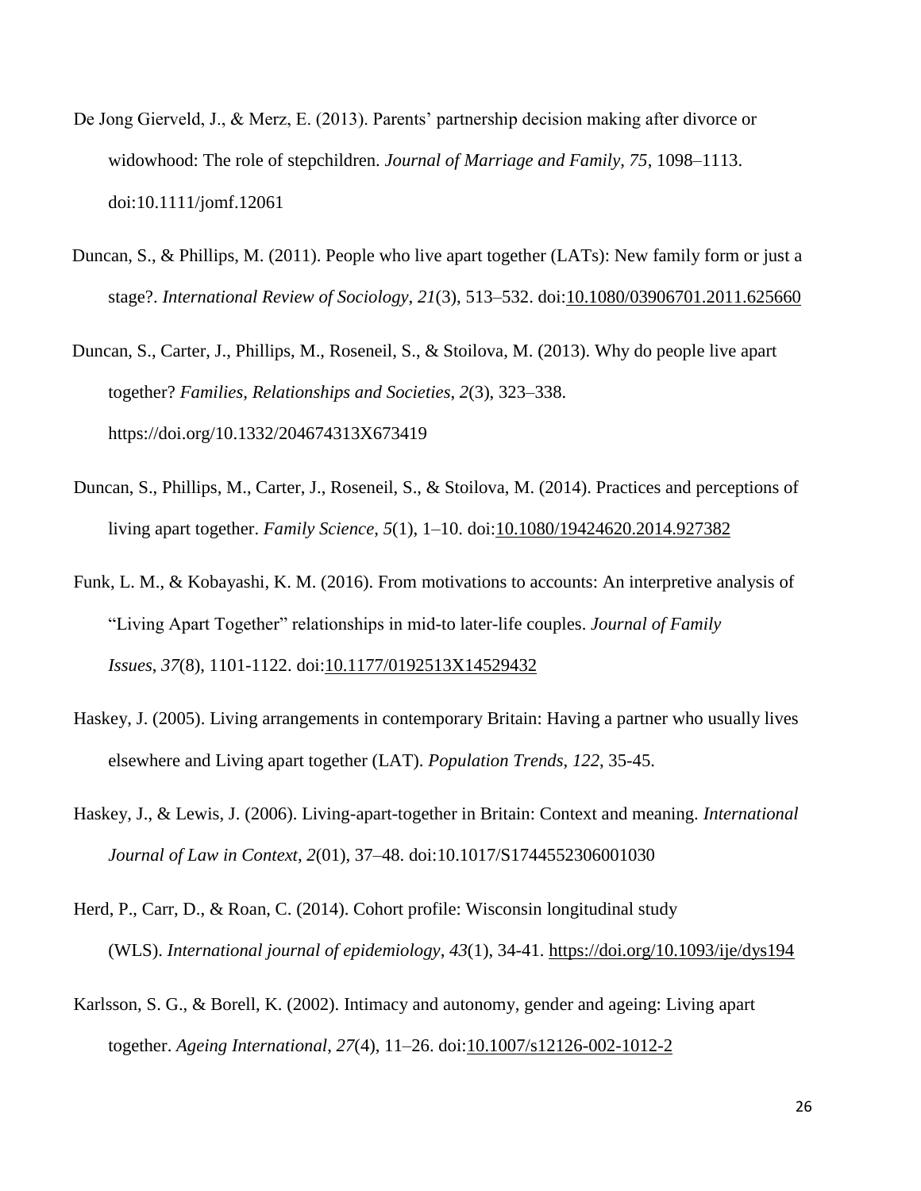De Jong Gierveld, J., & Merz, E. (2013). Parents' partnership decision making after divorce or widowhood: The role of stepchildren. *Journal of Marriage and Family, 75*, 1098–1113. doi:10.1111/jomf.12061

Duncan, S., & Phillips, M. (2011). People who live apart together (LATs): New family form or just a stage?. *International Review of Sociology*, *21*(3), 513–532. doi:10.1080/03906701.2011.625660

Duncan, S., Carter, J., Phillips, M., Roseneil, S., & Stoilova, M. (2013). Why do people live apart together? *Families, Relationships and Societies*, *2*(3), 323–338. https://doi.org/10.1332/204674313X673419

Duncan, S., Phillips, M., Carter, J., Roseneil, S., & Stoilova, M. (2014). Practices and perceptions of living apart together. *Family Science*, *5*(1), 1–10. doi:10.1080/19424620.2014.927382

Funk, L. M., & Kobayashi, K. M. (2016). From motivations to accounts: An interpretive analysis of "Living Apart Together" relationships in mid-to later-life couples. *Journal of Family Issues*, *37*(8), 1101-1122. doi:10.1177/0192513X14529432

Haskey, J. (2005). Living arrangements in contemporary Britain: Having a partner who usually lives elsewhere and Living apart together (LAT). *Population Trends*, *122*, 35-45.

Haskey, J., & Lewis, J. (2006). Living-apart-together in Britain: Context and meaning. *International Journal of Law in Context*, *2*(01), 37–48. doi:10.1017/S1744552306001030

Herd, P., Carr, D., & Roan, C. (2014). Cohort profile: Wisconsin longitudinal study (WLS). *International journal of epidemiology*, *43*(1), 34-41. https://doi.org/10.1093/ije/dys194

Karlsson, S. G., & Borell, K. (2002). Intimacy and autonomy, gender and ageing: Living apart together. *Ageing International*, *27*(4), 11–26. doi:10.1007/s12126-002-1012-2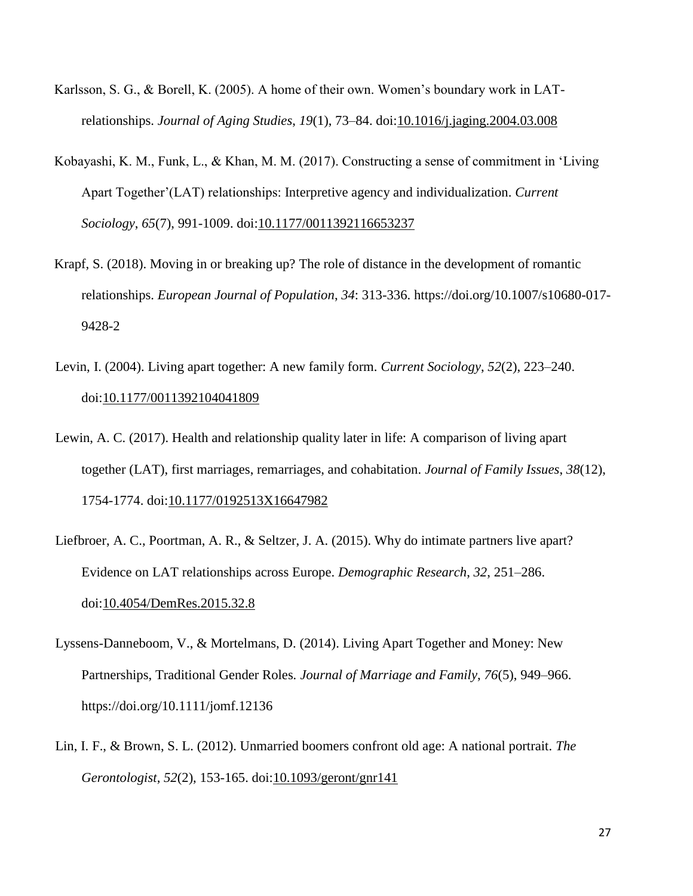Karlsson, S. G., & Borell, K. (2005). A home of their own. Women's boundary work in LAT-relationships. *Journal of Aging Studies*, *19*(1), 73–84. doi:10.1016/j.jaging.2004.03.008

Kobayashi, K. M., Funk, L., & Khan, M. M. (2017). Constructing a sense of commitment in 'Living Apart Together'(LAT) relationships: Interpretive agency and individualization. *Current Sociology*, *65*(7), 991-1009. doi:10.1177/0011392116653237

Krapf, S. (2018). Moving in or breaking up? The role of distance in the development of romantic relationships. *European Journal of Population*, *34*: 313-336. https://doi.org/10.1007/s10680-017-9428-2

Levin, I. (2004). Living apart together: A new family form. *Current Sociology*, *52*(2), 223–240. doi:10.1177/0011392104041809

Lewin, A. C. (2017). Health and relationship quality later in life: A comparison of living apart together (LAT), first marriages, remarriages, and cohabitation. *Journal of Family Issues*, *38*(12), 1754-1774. doi:10.1177/0192513X16647982

Liefbroer, A. C., Poortman, A. R., & Seltzer, J. A. (2015). Why do intimate partners live apart? Evidence on LAT relationships across Europe. *Demographic Research*, *32*, 251–286. doi:10.4054/DemRes.2015.32.8

Lyssens-Danneboom, V., & Mortelmans, D. (2014). Living Apart Together and Money: New Partnerships, Traditional Gender Roles. *Journal of Marriage and Family*, *76*(5), 949–966. https://doi.org/10.1111/jomf.12136

Lin, I. F., & Brown, S. L. (2012). Unmarried boomers confront old age: A national portrait. *The Gerontologist*, *52*(2), 153-165. doi:10.1093/geront/gnr141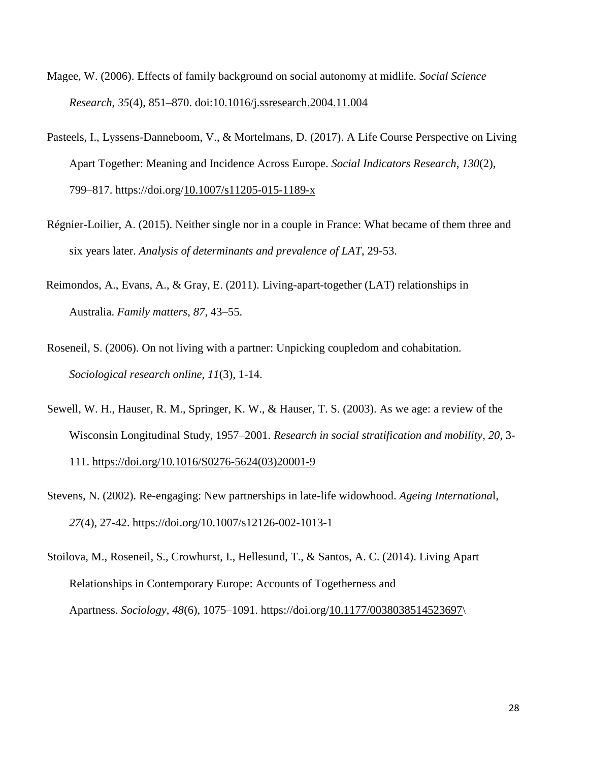Magee, W. (2006). Effects of family background on social autonomy at midlife. *Social Science Research*, *35*(4), 851–870. doi:10.1016/j.ssresearch.2004.11.004

Pasteels, I., Lyssens-Danneboom, V., & Mortelmans, D. (2017). A Life Course Perspective on Living Apart Together: Meaning and Incidence Across Europe. *Social Indicators Research*, *130*(2), 799–817. https://doi.org/10.1007/s11205-015-1189-x

Régnier-Loilier, A. (2015). Neither single nor in a couple in France: What became of them three and six years later. *Analysis of determinants and prevalence of LAT*, 29-53.

Reimondos, A., Evans, A., & Gray, E. (2011). Living-apart-together (LAT) relationships in Australia. *Family matters*, *87*, 43–55.

Roseneil, S. (2006). On not living with a partner: Unpicking coupledom and cohabitation. *Sociological research online*, *11*(3), 1-14.

Sewell, W. H., Hauser, R. M., Springer, K. W., & Hauser, T. S. (2003). As we age: a review of the Wisconsin Longitudinal Study, 1957–2001. *Research in social stratification and mobility*, *20*, 3-111. https://doi.org/10.1016/S0276-5624(03)20001-9

Stevens, N. (2002). Re-engaging: New partnerships in late-life widowhood. *Ageing International*, *27*(4), 27-42. https://doi.org/10.1007/s12126-002-1013-1

Stoilova, M., Roseneil, S., Crowhurst, I., Hellesund, T., & Santos, A. C. (2014). Living Apart Relationships in Contemporary Europe: Accounts of Togetherness and Apartness. *Sociology*, *48*(6), 1075–1091. https://doi.org/10.1177/0038038514523697\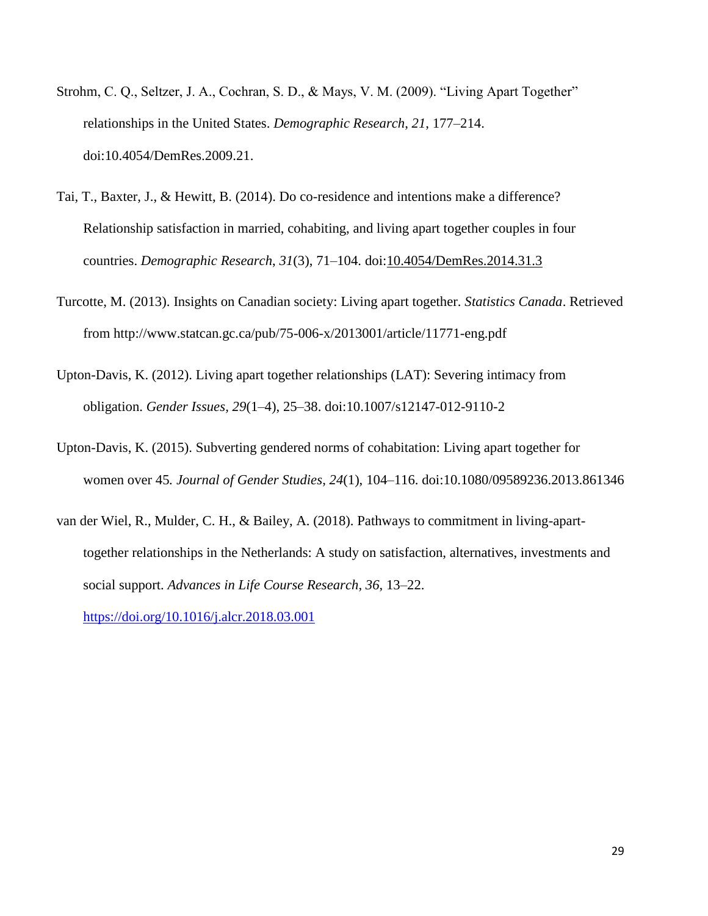Strohm, C. Q., Seltzer, J. A., Cochran, S. D., & Mays, V. M. (2009). "Living Apart Together" relationships in the United States. *Demographic Research*, *21*, 177–214. doi:10.4054/DemRes.2009.21.

Tai, T., Baxter, J., & Hewitt, B. (2014). Do co-residence and intentions make a difference? Relationship satisfaction in married, cohabiting, and living apart together couples in four countries. *Demographic Research*, *31*(3), 71–104. doi:10.4054/DemRes.2014.31.3

Turcotte, M. (2013). Insights on Canadian society: Living apart together. *Statistics Canada*. Retrieved from http://www.statcan.gc.ca/pub/75-006-x/2013001/article/11771-eng.pdf

Upton-Davis, K. (2012). Living apart together relationships (LAT): Severing intimacy from obligation. *Gender Issues, 29*(1–4), 25–38. doi:10.1007/s12147-012-9110-2

Upton-Davis, K. (2015). Subverting gendered norms of cohabitation: Living apart together for women over 45*. Journal of Gender Studies*, *24*(1), 104–116. doi:10.1080/09589236.2013.861346

van der Wiel, R., Mulder, C. H., & Bailey, A. (2018). Pathways to commitment in living-apart-together relationships in the Netherlands: A study on satisfaction, alternatives, investments and social support. *Advances in Life Course Research*, *36*, 13–22. https://doi.org/10.1016/j.alcr.2018.03.001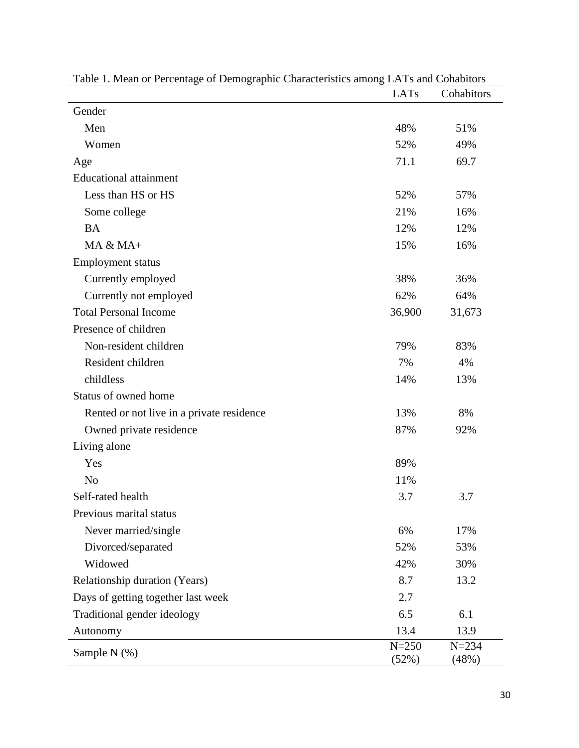Table 1. Mean or Percentage of Demographic Characteristics among LATs and Cohabitors

| | LATs | Cohabitors |
|---|---|---|
| Gender | | |
| Men | 48% | 51% |
| Women | 52% | 49% |
| Age | 71.1 | 69.7 |
| Educational attainment | | |
| Less than HS or HS | 52% | 57% |
| Some college | 21% | 16% |
| BA | 12% | 12% |
| MA & MA+ | 15% | 16% |
| Employment status | | |
| Currently employed | 38% | 36% |
| Currently not employed | 62% | 64% |
| Total Personal Income | 36,900 | 31,673 |
| Presence of children | | |
| Non-resident children | 79% | 83% |
| Resident children | 7% | 4% |
| childless | 14% | 13% |
| Status of owned home | | |
| Rented or not live in a private residence | 13% | 8% |
| Owned private residence | 87% | 92% |
| Living alone | | |
| Yes | 89% | |
| No | 11% | |
| Self-rated health | 3.7 | 3.7 |
| Previous marital status | | |
| Never married/single | 6% | 17% |
| Divorced/separated | 52% | 53% |
| Widowed | 42% | 30% |
| Relationship duration (Years) | 8.7 | 13.2 |
| Days of getting together last week | 2.7 | |
| Traditional gender ideology | 6.5 | 6.1 |
| Autonomy | 13.4 | 13.9 |
| Sample N (%) | N=250 (52%) | N=234 (48%) |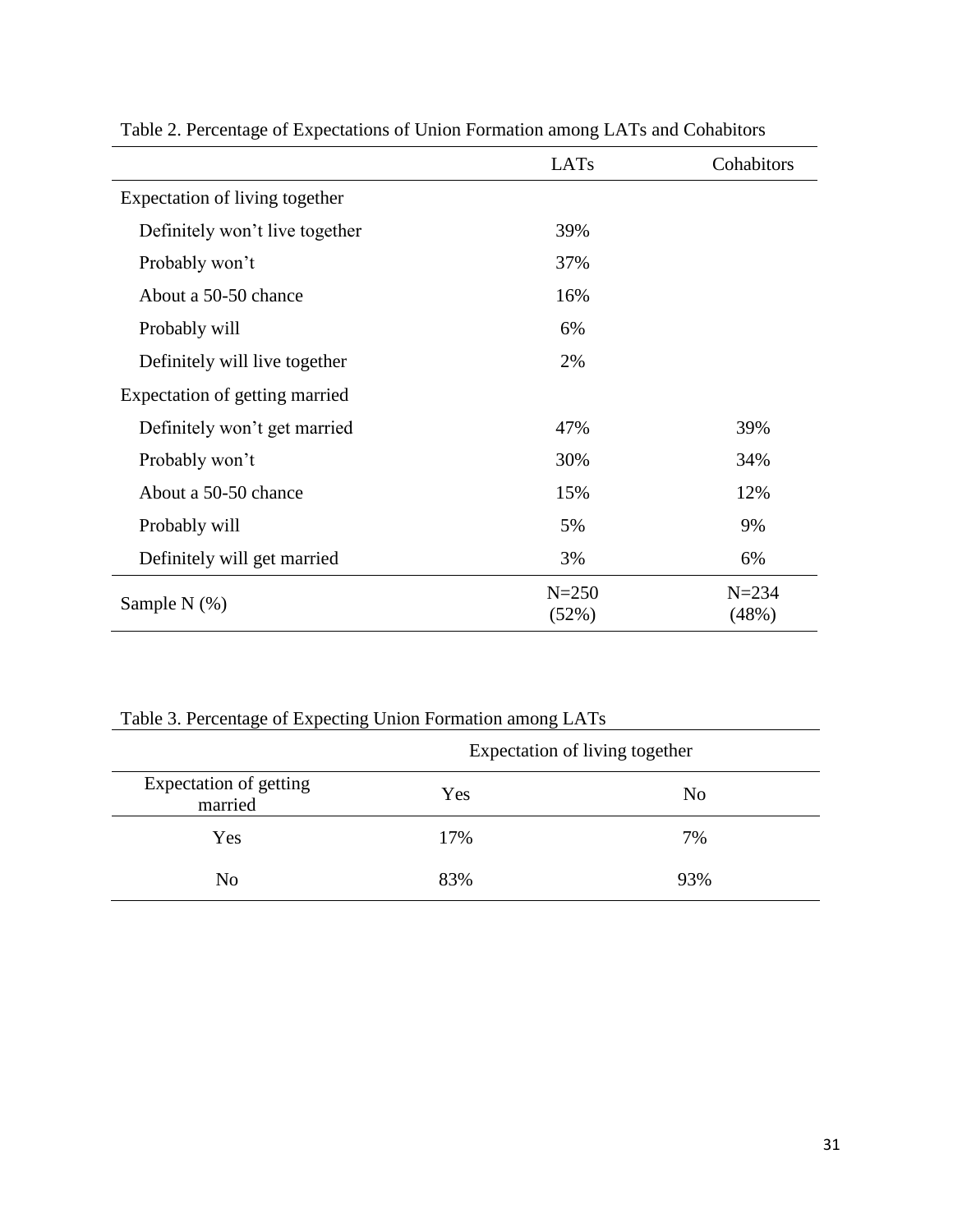Table 2. Percentage of Expectations of Union Formation among LATs and Cohabitors

| | LATs | Cohabitors |
|---|---|---|
| Expectation of living together | | |
| Definitely won't live together | 39% | |
| Probably won't | 37% | |
| About a 50-50 chance | 16% | |
| Probably will | 6% | |
| Definitely will live together | 2% | |
| Expectation of getting married | | |
| Definitely won't get married | 47% | 39% |
| Probably won't | 30% | 34% |
| About a 50-50 chance | 15% | 12% |
| Probably will | 5% | 9% |
| Definitely will get married | 3% | 6% |
| Sample N (%) | N=250 (52%) | N=234 (48%) |

Table 3. Percentage of Expecting Union Formation among LATs

| | Expectation of living together | |
|---|---|---|
| Expectation of getting married | Yes | No |
| Yes | 17% | 7% |
| No | 83% | 93% |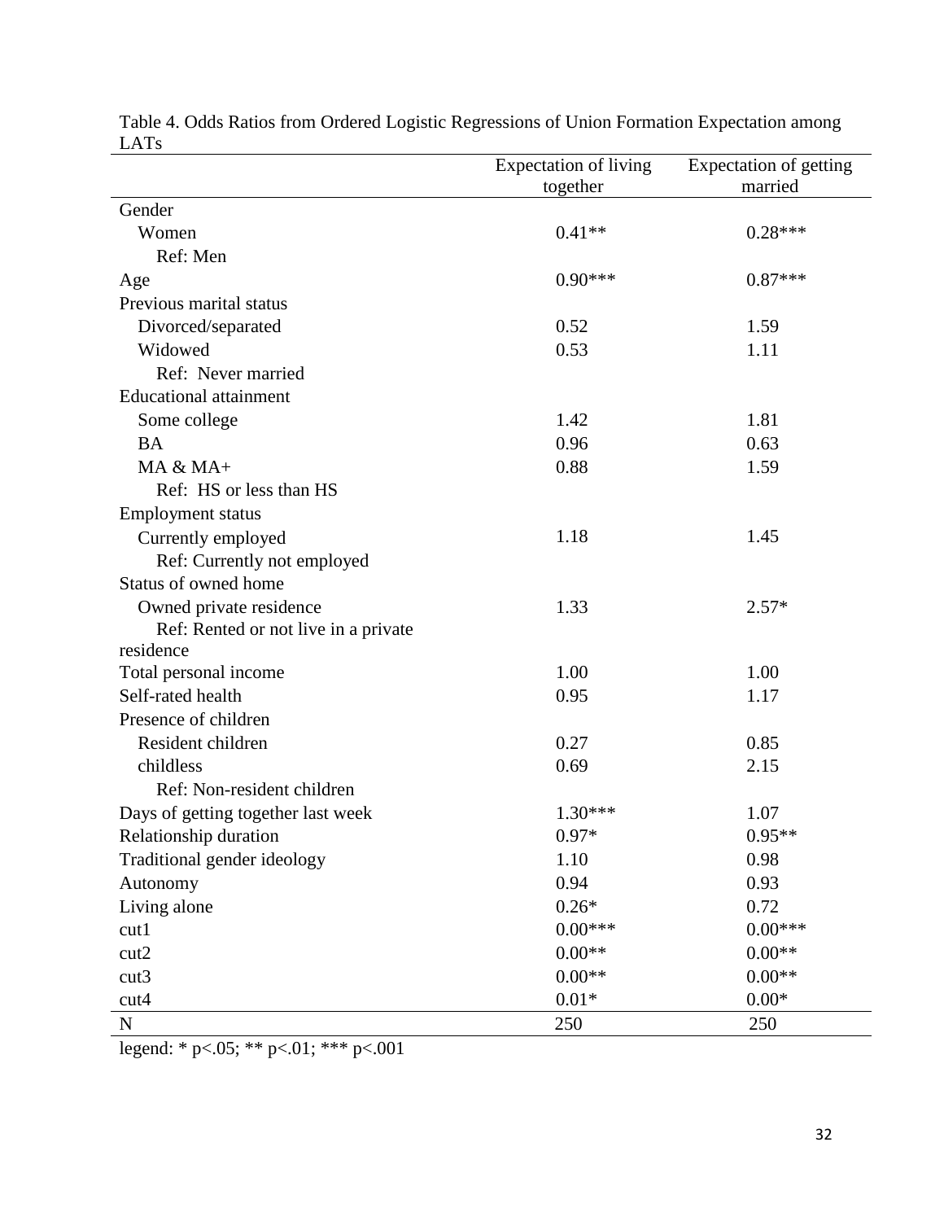Table 4. Odds Ratios from Ordered Logistic Regressions of Union Formation Expectation among LATs

| | Expectation of living together | Expectation of getting married |
|---|---|---|
| Gender | | |
| Women | 0.41** | 0.28*** |
| Ref: Men | | |
| Age | 0.90*** | 0.87*** |
| Previous marital status | | |
| Divorced/separated | 0.52 | 1.59 |
| Widowed | 0.53 | 1.11 |
| Ref: Never married | | |
| Educational attainment | | |
| Some college | 1.42 | 1.81 |
| BA | 0.96 | 0.63 |
| MA & MA+ | 0.88 | 1.59 |
| Ref: HS or less than HS | | |
| Employment status | | |
| Currently employed | 1.18 | 1.45 |
| Ref: Currently not employed | | |
| Status of owned home | | |
| Owned private residence | 1.33 | 2.57* |
| Ref: Rented or not live in a private residence | | |
| Total personal income | 1.00 | 1.00 |
| Self-rated health | 0.95 | 1.17 |
| Presence of children | | |
| Resident children | 0.27 | 0.85 |
| childless | 0.69 | 2.15 |
| Ref: Non-resident children | | |
| Days of getting together last week | 1.30*** | 1.07 |
| Relationship duration | 0.97* | 0.95** |
| Traditional gender ideology | 1.10 | 0.98 |
| Autonomy | 0.94 | 0.93 |
| Living alone | 0.26* | 0.72 |
| cut1 | 0.00*** | 0.00*** |
| cut2 | 0.00** | 0.00** |
| cut3 | 0.00** | 0.00** |
| cut4 | 0.01* | 0.00* |
| N | 250 | 250 |

legend: * p<.05; ** p<.01; *** p<.001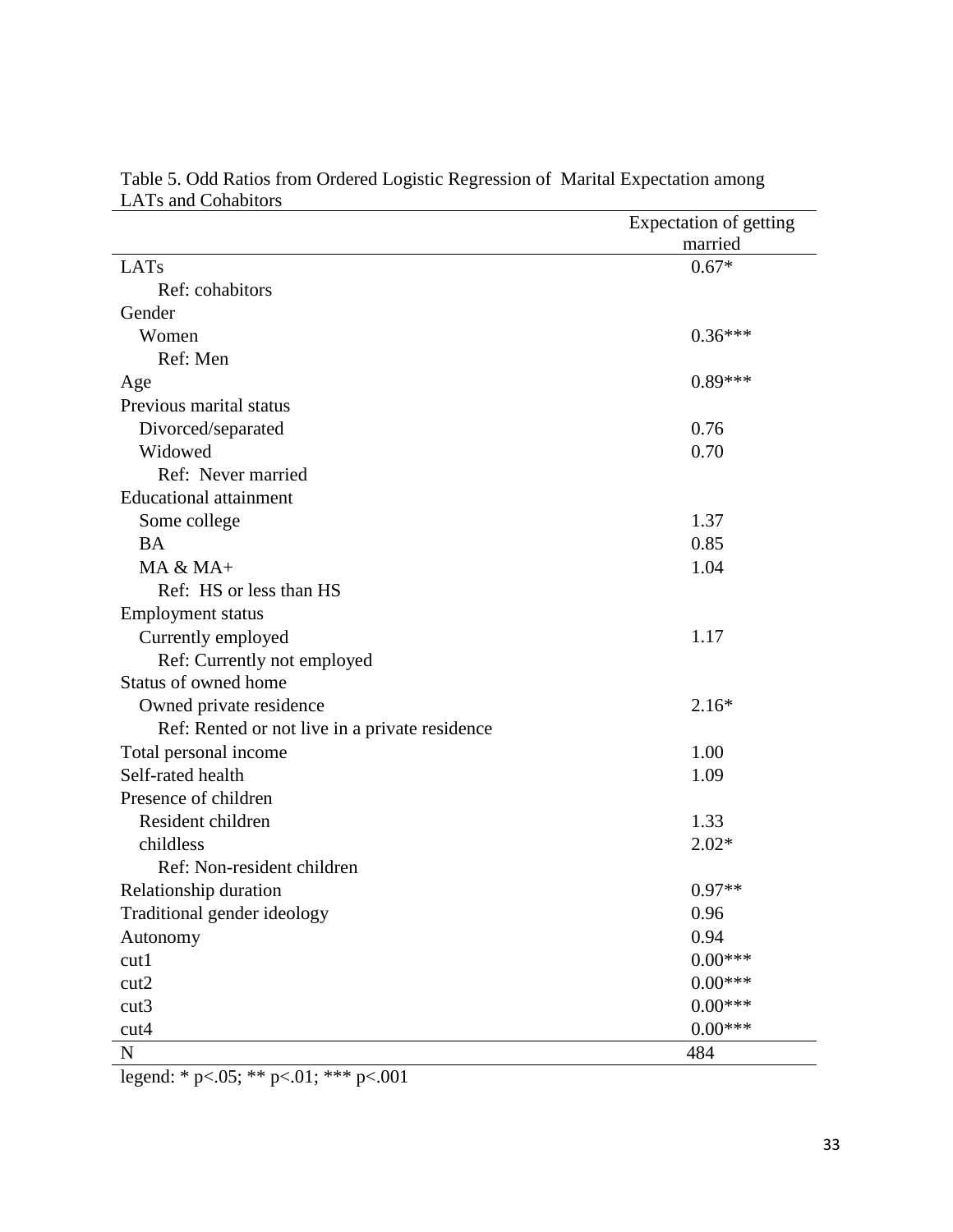Table 5. Odd Ratios from Ordered Logistic Regression of Marital Expectation among LATs and Cohabitors

| | Expectation of getting married |
|---|---|
| LATs | 0.67* |
| Ref: cohabitors | |
| Gender | |
| Women | 0.36*** |
| Ref: Men | |
| Age | 0.89*** |
| Previous marital status | |
| Divorced/separated | 0.76 |
| Widowed | 0.70 |
| Ref: Never married | |
| Educational attainment | |
| Some college | 1.37 |
| BA | 0.85 |
| MA & MA+ | 1.04 |
| Ref: HS or less than HS | |
| Employment status | |
| Currently employed | 1.17 |
| Ref: Currently not employed | |
| Status of owned home | |
| Owned private residence | 2.16* |
| Ref: Rented or not live in a private residence | |
| Total personal income | 1.00 |
| Self-rated health | 1.09 |
| Presence of children | |
| Resident children | 1.33 |
| childless | 2.02* |
| Ref: Non-resident children | |
| Relationship duration | 0.97** |
| Traditional gender ideology | 0.96 |
| Autonomy | 0.94 |
| cut1 | 0.00*** |
| cut2 | 0.00*** |
| cut3 | 0.00*** |
| cut4 | 0.00*** |
| N | 484 |

legend: * p<.05; ** p<.01; *** p<.001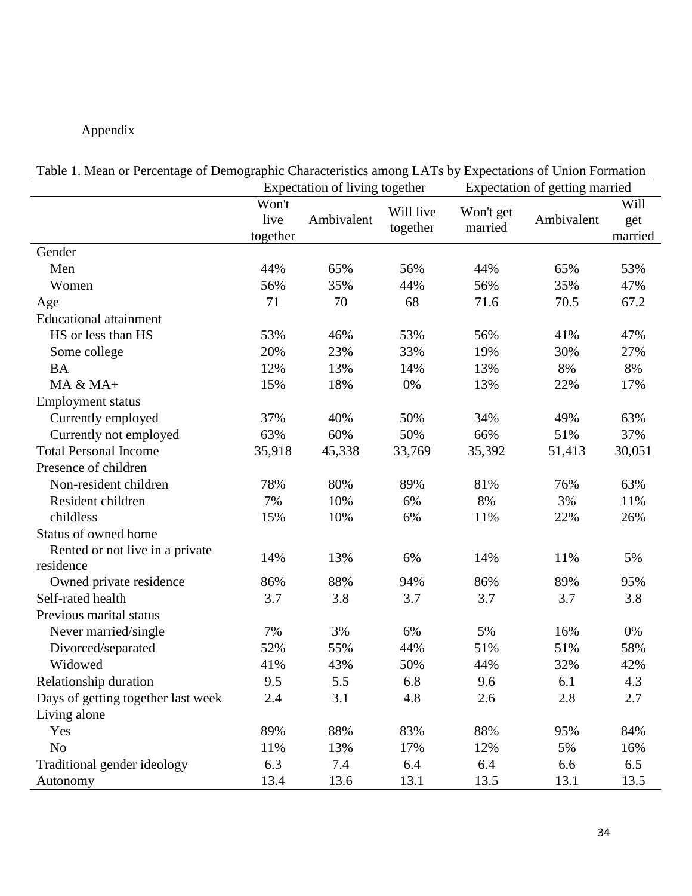Appendix

Table 1. Mean or Percentage of Demographic Characteristics among LATs by Expectations of Union Formation

| | Expectation of living together | | | Expectation of getting married | | |
|---|---|---|---|---|---|---|
| | Won't live together | Ambivalent | Will live together | Won't get married | Ambivalent | Will get married |
| Gender | | | | | | |
| Men | 44% | 65% | 56% | 44% | 65% | 53% |
| Women | 56% | 35% | 44% | 56% | 35% | 47% |
| Age | 71 | 70 | 68 | 71.6 | 70.5 | 67.2 |
| Educational attainment | | | | | | |
| HS or less than HS | 53% | 46% | 53% | 56% | 41% | 47% |
| Some college | 20% | 23% | 33% | 19% | 30% | 27% |
| BA | 12% | 13% | 14% | 13% | 8% | 8% |
| MA & MA+ | 15% | 18% | 0% | 13% | 22% | 17% |
| Employment status | | | | | | |
| Currently employed | 37% | 40% | 50% | 34% | 49% | 63% |
| Currently not employed | 63% | 60% | 50% | 66% | 51% | 37% |
| Total Personal Income | 35,918 | 45,338 | 33,769 | 35,392 | 51,413 | 30,051 |
| Presence of children | | | | | | |
| Non-resident children | 78% | 80% | 89% | 81% | 76% | 63% |
| Resident children | 7% | 10% | 6% | 8% | 3% | 11% |
| childless | 15% | 10% | 6% | 11% | 22% | 26% |
| Status of owned home | | | | | | |
| Rented or not live in a private residence | 14% | 13% | 6% | 14% | 11% | 5% |
| Owned private residence | 86% | 88% | 94% | 86% | 89% | 95% |
| Self-rated health | 3.7 | 3.8 | 3.7 | 3.7 | 3.7 | 3.8 |
| Previous marital status | | | | | | |
| Never married/single | 7% | 3% | 6% | 5% | 16% | 0% |
| Divorced/separated | 52% | 55% | 44% | 51% | 51% | 58% |
| Widowed | 41% | 43% | 50% | 44% | 32% | 42% |
| Relationship duration | 9.5 | 5.5 | 6.8 | 9.6 | 6.1 | 4.3 |
| Days of getting together last week | 2.4 | 3.1 | 4.8 | 2.6 | 2.8 | 2.7 |
| Living alone | | | | | | |
| Yes | 89% | 88% | 83% | 88% | 95% | 84% |
| No | 11% | 13% | 17% | 12% | 5% | 16% |
| Traditional gender ideology | 6.3 | 7.4 | 6.4 | 6.4 | 6.6 | 6.5 |
| Autonomy | 13.4 | 13.6 | 13.1 | 13.5 | 13.1 | 13.5 |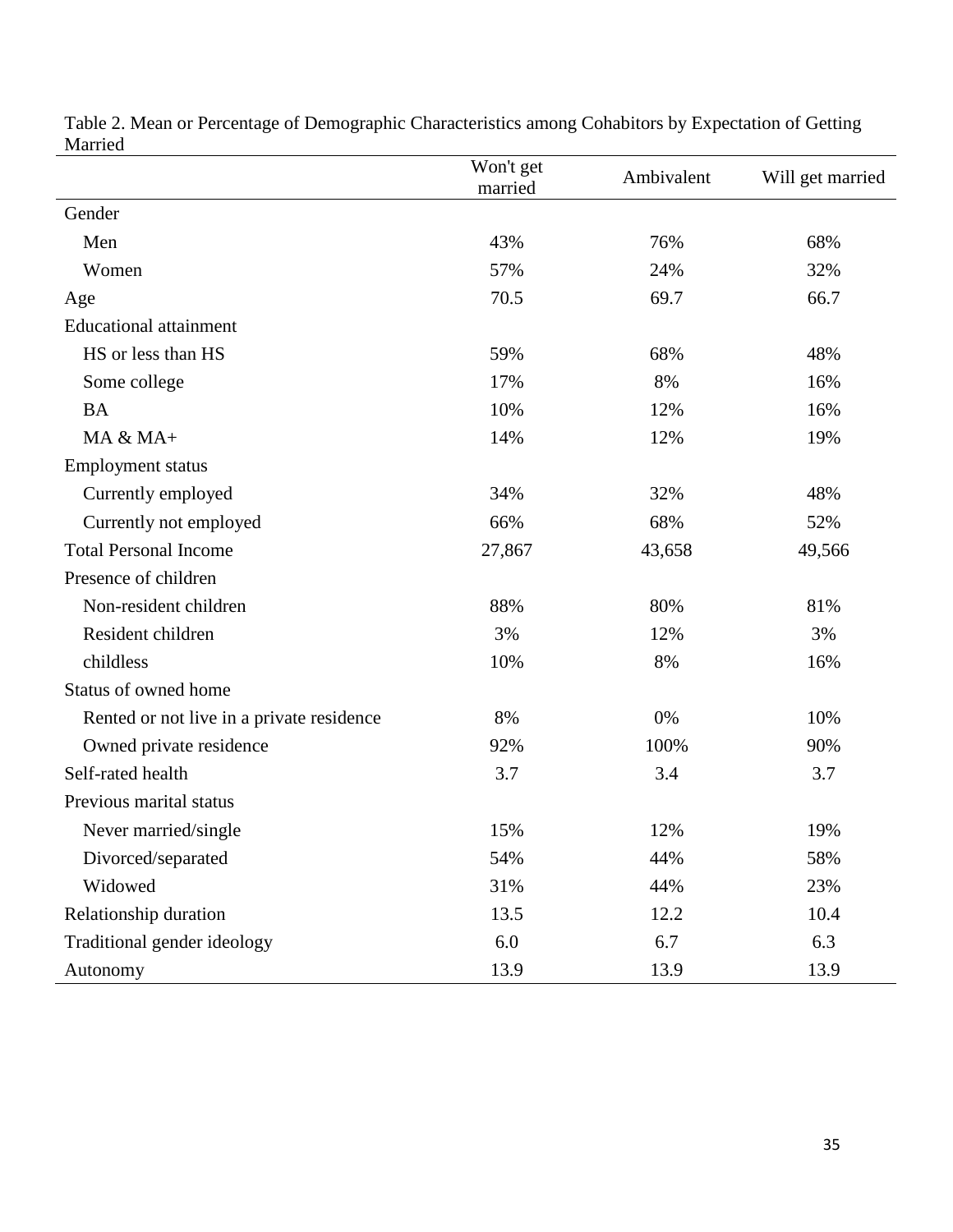Table 2. Mean or Percentage of Demographic Characteristics among Cohabitors by Expectation of Getting Married

| | Won't get married | Ambivalent | Will get married |
|---|---|---|---|
| Gender | | | |
| Men | 43% | 76% | 68% |
| Women | 57% | 24% | 32% |
| Age | 70.5 | 69.7 | 66.7 |
| Educational attainment | | | |
| HS or less than HS | 59% | 68% | 48% |
| Some college | 17% | 8% | 16% |
| BA | 10% | 12% | 16% |
| MA & MA+ | 14% | 12% | 19% |
| Employment status | | | |
| Currently employed | 34% | 32% | 48% |
| Currently not employed | 66% | 68% | 52% |
| Total Personal Income | 27,867 | 43,658 | 49,566 |
| Presence of children | | | |
| Non-resident children | 88% | 80% | 81% |
| Resident children | 3% | 12% | 3% |
| childless | 10% | 8% | 16% |
| Status of owned home | | | |
| Rented or not live in a private residence | 8% | 0% | 10% |
| Owned private residence | 92% | 100% | 90% |
| Self-rated health | 3.7 | 3.4 | 3.7 |
| Previous marital status | | | |
| Never married/single | 15% | 12% | 19% |
| Divorced/separated | 54% | 44% | 58% |
| Widowed | 31% | 44% | 23% |
| Relationship duration | 13.5 | 12.2 | 10.4 |
| Traditional gender ideology | 6.0 | 6.7 | 6.3 |
| Autonomy | 13.9 | 13.9 | 13.9 |